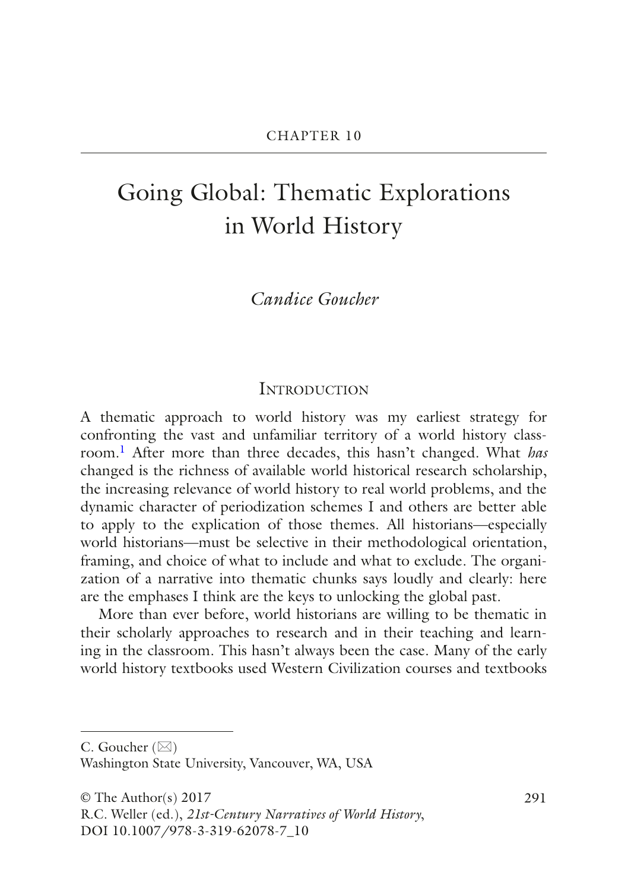Chapter 10

# Going Global: Thematic Explorations in World History

*Candice Goucher*

## Introduction

A thematic approach to world history was my earliest strategy for confronting the vast and unfamiliar territory of a world history classroom.[1] After more than three decades, this hasn't changed. What *has* changed is the richness of available world historical research scholarship, the increasing relevance of world history to real world problems, and the dynamic character of periodization schemes I and others are better able to apply to the explication of those themes. All historians—especially world historians—must be selective in their methodological orientation, framing, and choice of what to include and what to exclude. The organization of a narrative into thematic chunks says loudly and clearly: here are the emphases I think are the keys to unlocking the global past.

More than ever before, world historians are willing to be thematic in their scholarly approaches to research and in their teaching and learning in the classroom. This hasn't always been the case. Many of the early world history textbooks used Western Civilization courses and textbooks

C. Goucher (✉)
Washington State University, Vancouver, WA, USA

© The Author(s) 2017
R.C. Weller (ed.), *21st-Century Narratives of World History*,
DOI 10.1007/978-3-319-62078-7_10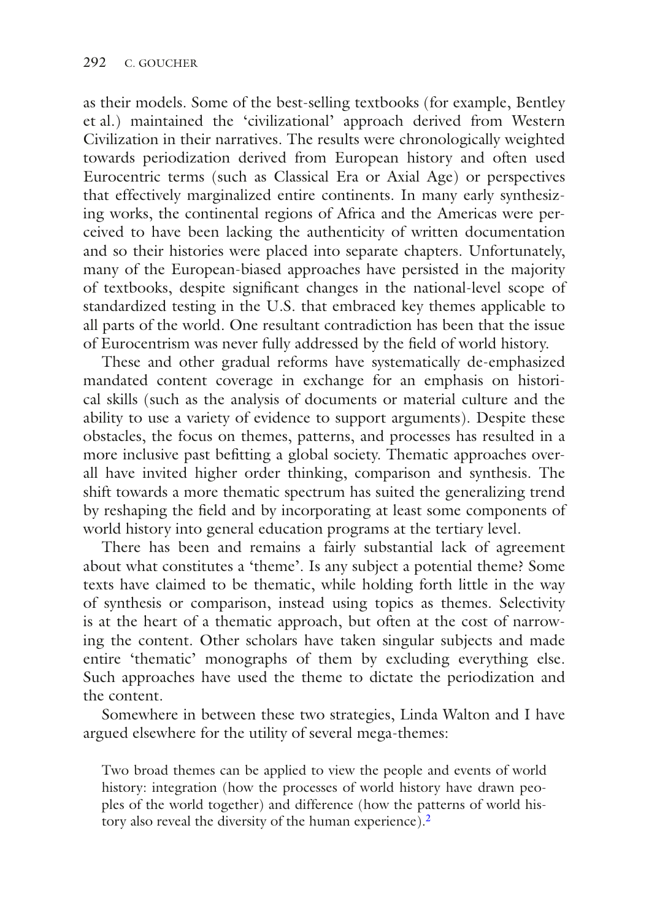as their models. Some of the best-selling textbooks (for example, Bentley et al.) maintained the 'civilizational' approach derived from Western Civilization in their narratives. The results were chronologically weighted towards periodization derived from European history and often used Eurocentric terms (such as Classical Era or Axial Age) or perspectives that effectively marginalized entire continents. In many early synthesizing works, the continental regions of Africa and the Americas were perceived to have been lacking the authenticity of written documentation and so their histories were placed into separate chapters. Unfortunately, many of the European-biased approaches have persisted in the majority of textbooks, despite significant changes in the national-level scope of standardized testing in the U.S. that embraced key themes applicable to all parts of the world. One resultant contradiction has been that the issue of Eurocentrism was never fully addressed by the field of world history.

These and other gradual reforms have systematically de-emphasized mandated content coverage in exchange for an emphasis on historical skills (such as the analysis of documents or material culture and the ability to use a variety of evidence to support arguments). Despite these obstacles, the focus on themes, patterns, and processes has resulted in a more inclusive past befitting a global society. Thematic approaches overall have invited higher order thinking, comparison and synthesis. The shift towards a more thematic spectrum has suited the generalizing trend by reshaping the field and by incorporating at least some components of world history into general education programs at the tertiary level.

There has been and remains a fairly substantial lack of agreement about what constitutes a 'theme'. Is any subject a potential theme? Some texts have claimed to be thematic, while holding forth little in the way of synthesis or comparison, instead using topics as themes. Selectivity is at the heart of a thematic approach, but often at the cost of narrowing the content. Other scholars have taken singular subjects and made entire 'thematic' monographs of them by excluding everything else. Such approaches have used the theme to dictate the periodization and the content.

Somewhere in between these two strategies, Linda Walton and I have argued elsewhere for the utility of several mega-themes:

> Two broad themes can be applied to view the people and events of world history: integration (how the processes of world history have drawn peoples of the world together) and difference (how the patterns of world history also reveal the diversity of the human experience).[2]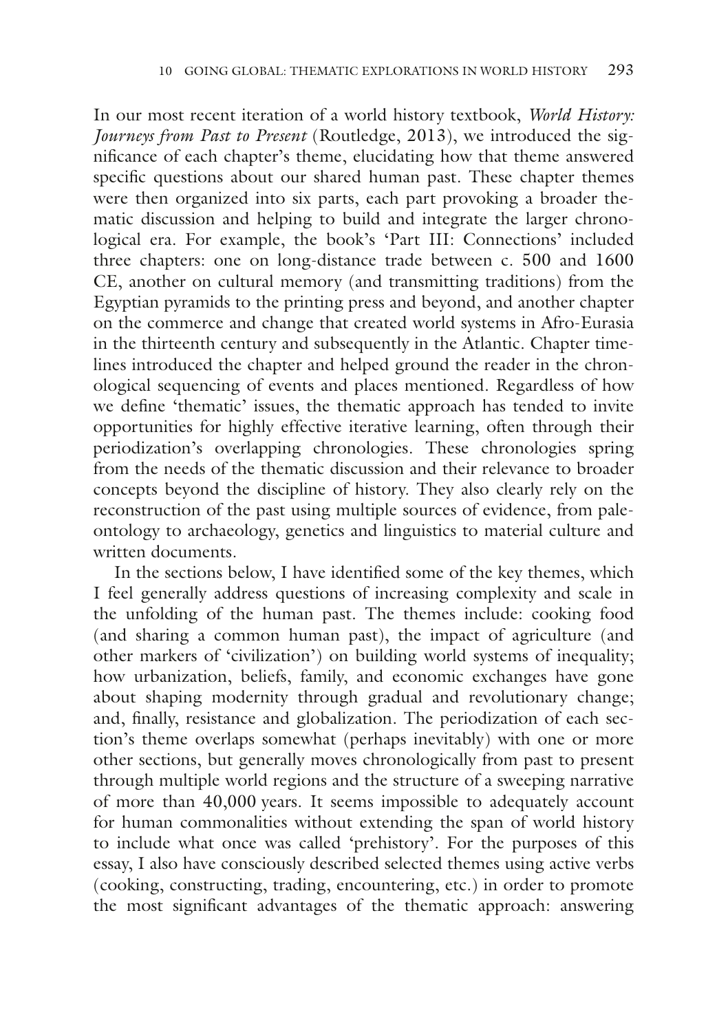In our most recent iteration of a world history textbook, *World History: Journeys from Past to Present* (Routledge, 2013), we introduced the significance of each chapter's theme, elucidating how that theme answered specific questions about our shared human past. These chapter themes were then organized into six parts, each part provoking a broader thematic discussion and helping to build and integrate the larger chronological era. For example, the book's 'Part III: Connections' included three chapters: one on long-distance trade between c. 500 and 1600 CE, another on cultural memory (and transmitting traditions) from the Egyptian pyramids to the printing press and beyond, and another chapter on the commerce and change that created world systems in Afro-Eurasia in the thirteenth century and subsequently in the Atlantic. Chapter timelines introduced the chapter and helped ground the reader in the chronological sequencing of events and places mentioned. Regardless of how we define 'thematic' issues, the thematic approach has tended to invite opportunities for highly effective iterative learning, often through their periodization's overlapping chronologies. These chronologies spring from the needs of the thematic discussion and their relevance to broader concepts beyond the discipline of history. They also clearly rely on the reconstruction of the past using multiple sources of evidence, from paleontology to archaeology, genetics and linguistics to material culture and written documents.

In the sections below, I have identified some of the key themes, which I feel generally address questions of increasing complexity and scale in the unfolding of the human past. The themes include: cooking food (and sharing a common human past), the impact of agriculture (and other markers of 'civilization') on building world systems of inequality; how urbanization, beliefs, family, and economic exchanges have gone about shaping modernity through gradual and revolutionary change; and, finally, resistance and globalization. The periodization of each section's theme overlaps somewhat (perhaps inevitably) with one or more other sections, but generally moves chronologically from past to present through multiple world regions and the structure of a sweeping narrative of more than 40,000 years. It seems impossible to adequately account for human commonalities without extending the span of world history to include what once was called 'prehistory'. For the purposes of this essay, I also have consciously described selected themes using active verbs (cooking, constructing, trading, encountering, etc.) in order to promote the most significant advantages of the thematic approach: answering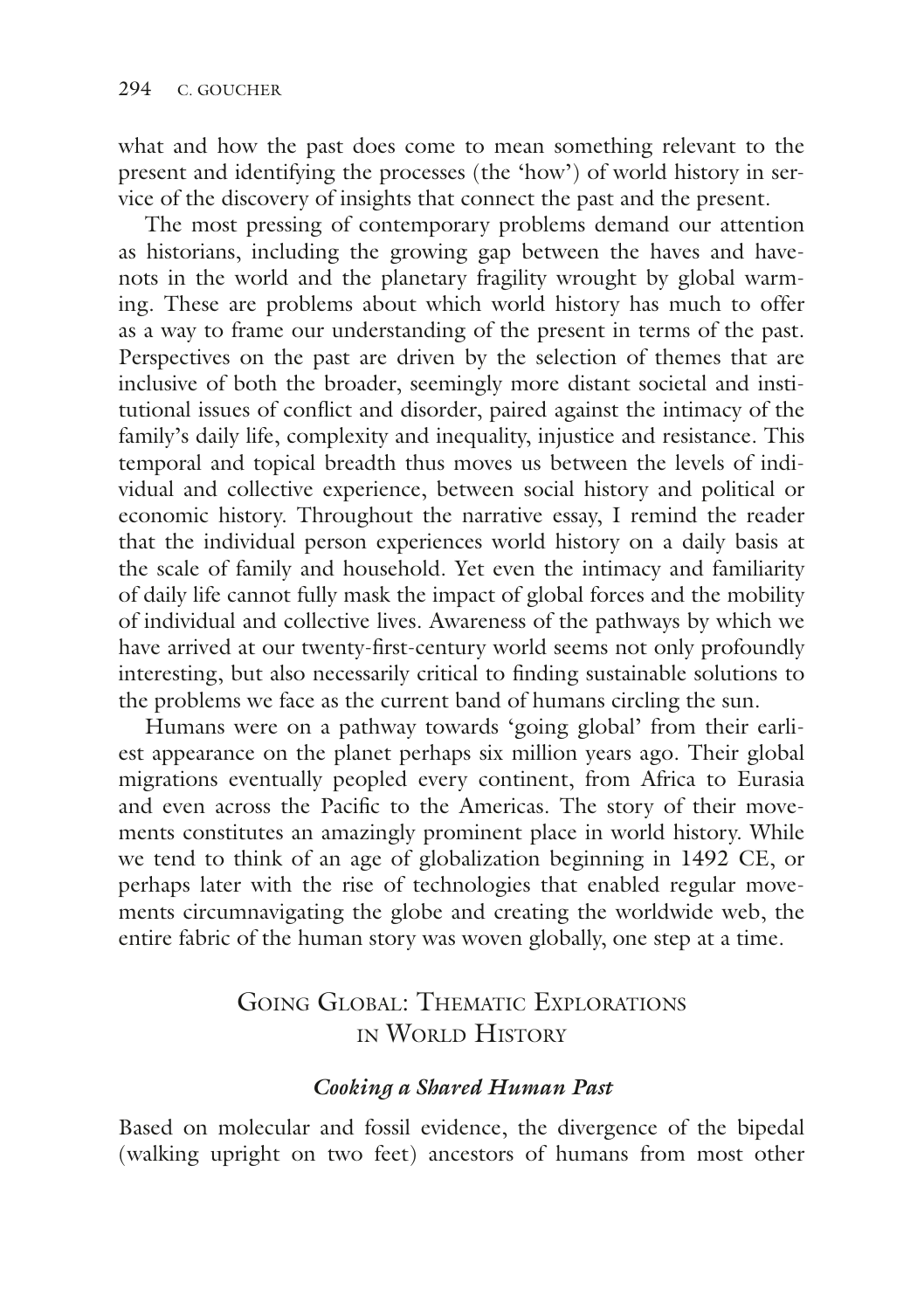what and how the past does come to mean something relevant to the present and identifying the processes (the 'how') of world history in service of the discovery of insights that connect the past and the present.

The most pressing of contemporary problems demand our attention as historians, including the growing gap between the haves and have-nots in the world and the planetary fragility wrought by global warming. These are problems about which world history has much to offer as a way to frame our understanding of the present in terms of the past. Perspectives on the past are driven by the selection of themes that are inclusive of both the broader, seemingly more distant societal and institutional issues of conflict and disorder, paired against the intimacy of the family's daily life, complexity and inequality, injustice and resistance. This temporal and topical breadth thus moves us between the levels of individual and collective experience, between social history and political or economic history. Throughout the narrative essay, I remind the reader that the individual person experiences world history on a daily basis at the scale of family and household. Yet even the intimacy and familiarity of daily life cannot fully mask the impact of global forces and the mobility of individual and collective lives. Awareness of the pathways by which we have arrived at our twenty-first-century world seems not only profoundly interesting, but also necessarily critical to finding sustainable solutions to the problems we face as the current band of humans circling the sun.

Humans were on a pathway towards 'going global' from their earliest appearance on the planet perhaps six million years ago. Their global migrations eventually peopled every continent, from Africa to Eurasia and even across the Pacific to the Americas. The story of their movements constitutes an amazingly prominent place in world history. While we tend to think of an age of globalization beginning in 1492 CE, or perhaps later with the rise of technologies that enabled regular movements circumnavigating the globe and creating the worldwide web, the entire fabric of the human story was woven globally, one step at a time.

## Going Global: Thematic Explorations in World History

### *Cooking a Shared Human Past*

Based on molecular and fossil evidence, the divergence of the bipedal (walking upright on two feet) ancestors of humans from most other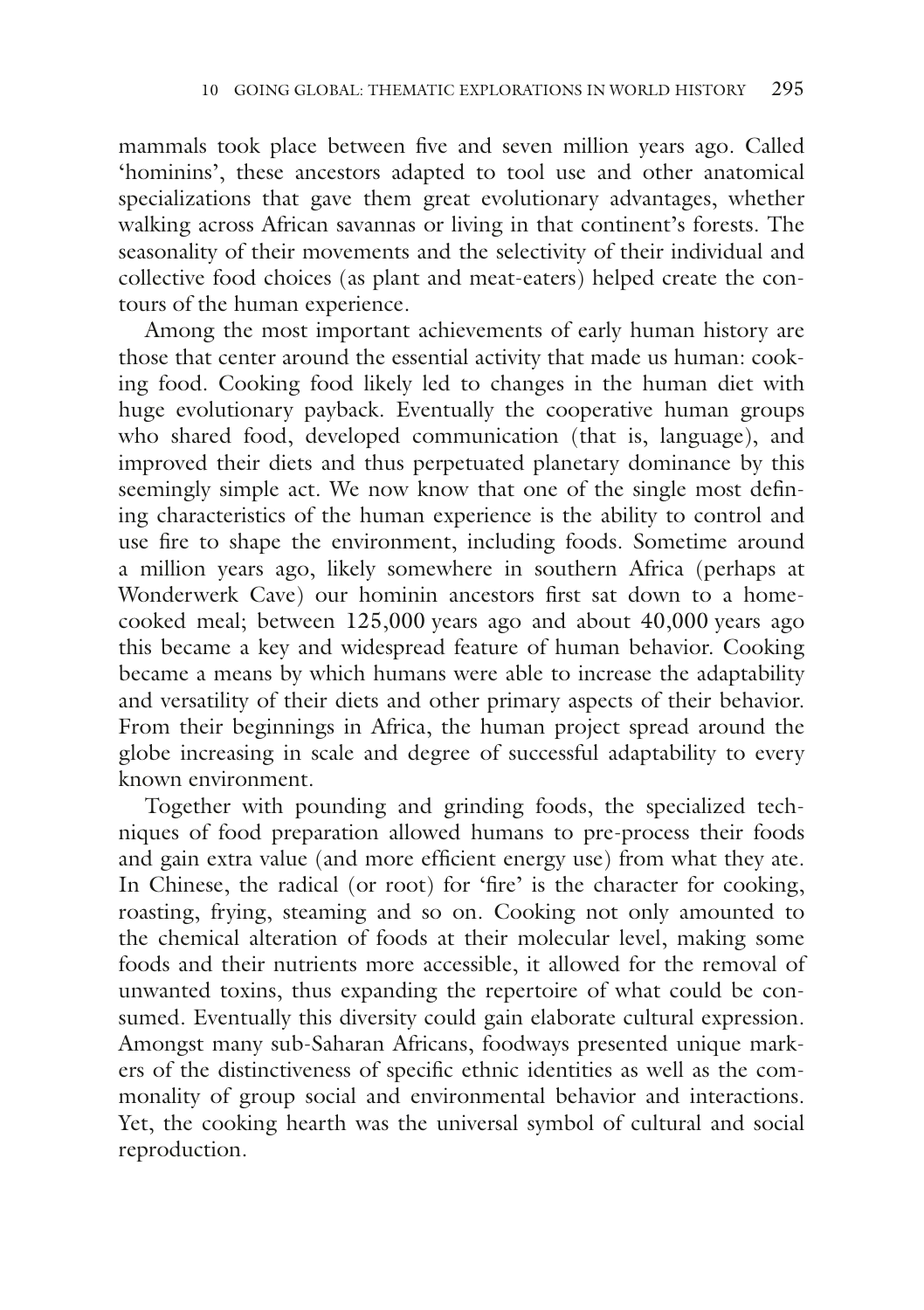mammals took place between five and seven million years ago. Called 'hominins', these ancestors adapted to tool use and other anatomical specializations that gave them great evolutionary advantages, whether walking across African savannas or living in that continent's forests. The seasonality of their movements and the selectivity of their individual and collective food choices (as plant and meat-eaters) helped create the contours of the human experience.

Among the most important achievements of early human history are those that center around the essential activity that made us human: cooking food. Cooking food likely led to changes in the human diet with huge evolutionary payback. Eventually the cooperative human groups who shared food, developed communication (that is, language), and improved their diets and thus perpetuated planetary dominance by this seemingly simple act. We now know that one of the single most defining characteristics of the human experience is the ability to control and use fire to shape the environment, including foods. Sometime around a million years ago, likely somewhere in southern Africa (perhaps at Wonderwerk Cave) our hominin ancestors first sat down to a home-cooked meal; between 125,000 years ago and about 40,000 years ago this became a key and widespread feature of human behavior. Cooking became a means by which humans were able to increase the adaptability and versatility of their diets and other primary aspects of their behavior. From their beginnings in Africa, the human project spread around the globe increasing in scale and degree of successful adaptability to every known environment.

Together with pounding and grinding foods, the specialized techniques of food preparation allowed humans to pre-process their foods and gain extra value (and more efficient energy use) from what they ate. In Chinese, the radical (or root) for 'fire' is the character for cooking, roasting, frying, steaming and so on. Cooking not only amounted to the chemical alteration of foods at their molecular level, making some foods and their nutrients more accessible, it allowed for the removal of unwanted toxins, thus expanding the repertoire of what could be consumed. Eventually this diversity could gain elaborate cultural expression. Amongst many sub-Saharan Africans, foodways presented unique markers of the distinctiveness of specific ethnic identities as well as the commonality of group social and environmental behavior and interactions. Yet, the cooking hearth was the universal symbol of cultural and social reproduction.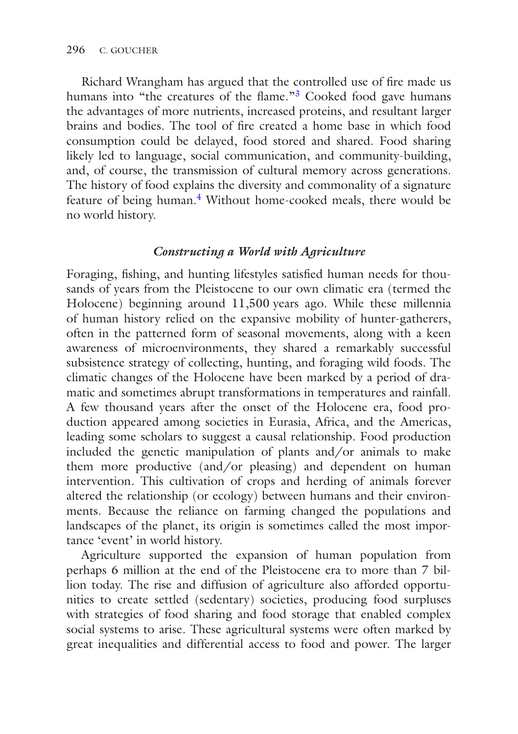Richard Wrangham has argued that the controlled use of fire made us humans into "the creatures of the flame."[3] Cooked food gave humans the advantages of more nutrients, increased proteins, and resultant larger brains and bodies. The tool of fire created a home base in which food consumption could be delayed, food stored and shared. Food sharing likely led to language, social communication, and community-building, and, of course, the transmission of cultural memory across generations. The history of food explains the diversity and commonality of a signature feature of being human.[4] Without home-cooked meals, there would be no world history.

### *Constructing a World with Agriculture*

Foraging, fishing, and hunting lifestyles satisfied human needs for thousands of years from the Pleistocene to our own climatic era (termed the Holocene) beginning around 11,500 years ago. While these millennia of human history relied on the expansive mobility of hunter-gatherers, often in the patterned form of seasonal movements, along with a keen awareness of microenvironments, they shared a remarkably successful subsistence strategy of collecting, hunting, and foraging wild foods. The climatic changes of the Holocene have been marked by a period of dramatic and sometimes abrupt transformations in temperatures and rainfall. A few thousand years after the onset of the Holocene era, food production appeared among societies in Eurasia, Africa, and the Americas, leading some scholars to suggest a causal relationship. Food production included the genetic manipulation of plants and/or animals to make them more productive (and/or pleasing) and dependent on human intervention. This cultivation of crops and herding of animals forever altered the relationship (or ecology) between humans and their environments. Because the reliance on farming changed the populations and landscapes of the planet, its origin is sometimes called the most importance 'event' in world history.

Agriculture supported the expansion of human population from perhaps 6 million at the end of the Pleistocene era to more than 7 billion today. The rise and diffusion of agriculture also afforded opportunities to create settled (sedentary) societies, producing food surpluses with strategies of food sharing and food storage that enabled complex social systems to arise. These agricultural systems were often marked by great inequalities and differential access to food and power. The larger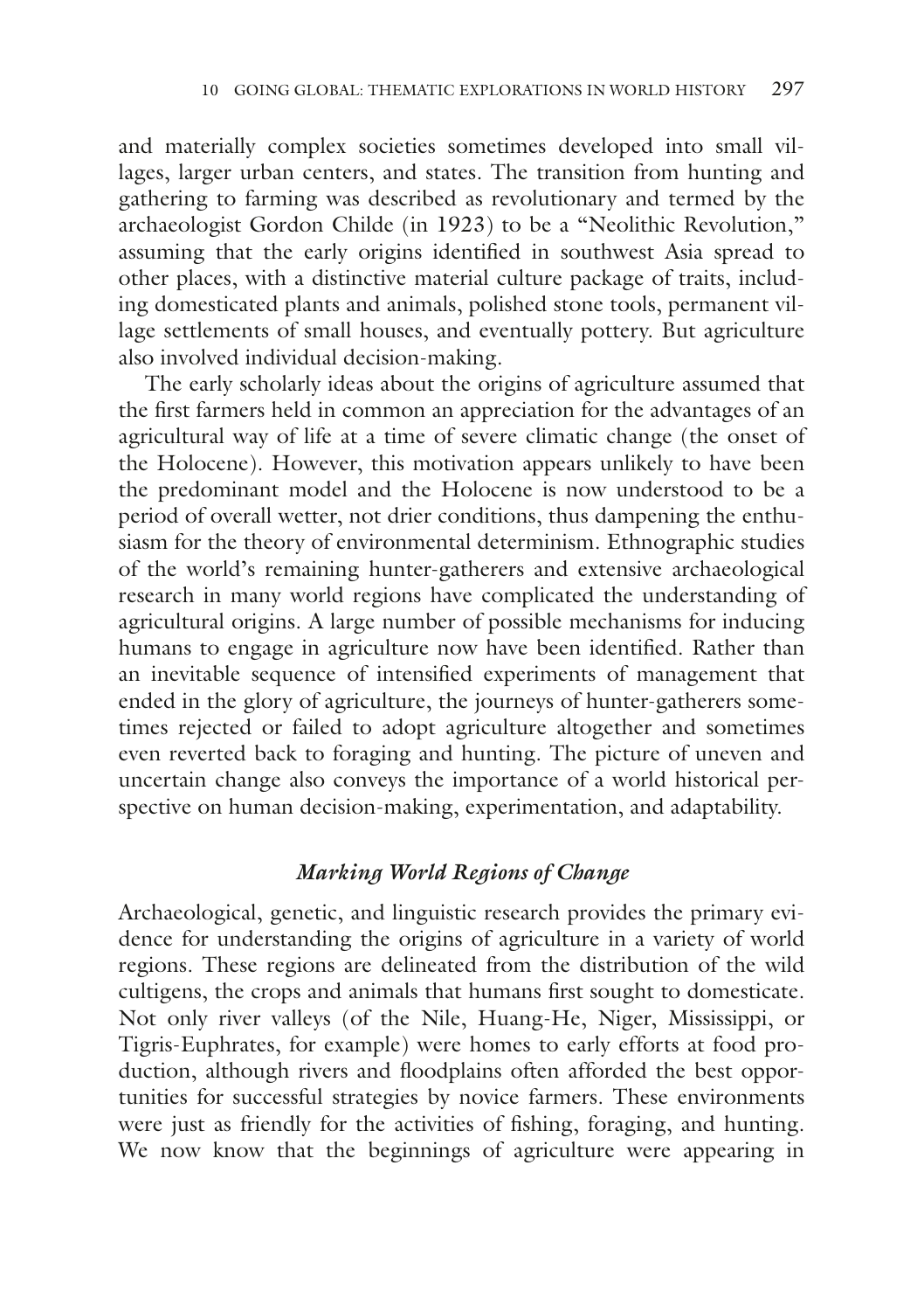and materially complex societies sometimes developed into small villages, larger urban centers, and states. The transition from hunting and gathering to farming was described as revolutionary and termed by the archaeologist Gordon Childe (in 1923) to be a "Neolithic Revolution," assuming that the early origins identified in southwest Asia spread to other places, with a distinctive material culture package of traits, including domesticated plants and animals, polished stone tools, permanent village settlements of small houses, and eventually pottery. But agriculture also involved individual decision-making.

The early scholarly ideas about the origins of agriculture assumed that the first farmers held in common an appreciation for the advantages of an agricultural way of life at a time of severe climatic change (the onset of the Holocene). However, this motivation appears unlikely to have been the predominant model and the Holocene is now understood to be a period of overall wetter, not drier conditions, thus dampening the enthusiasm for the theory of environmental determinism. Ethnographic studies of the world's remaining hunter-gatherers and extensive archaeological research in many world regions have complicated the understanding of agricultural origins. A large number of possible mechanisms for inducing humans to engage in agriculture now have been identified. Rather than an inevitable sequence of intensified experiments of management that ended in the glory of agriculture, the journeys of hunter-gatherers sometimes rejected or failed to adopt agriculture altogether and sometimes even reverted back to foraging and hunting. The picture of uneven and uncertain change also conveys the importance of a world historical perspective on human decision-making, experimentation, and adaptability.

### *Marking World Regions of Change*

Archaeological, genetic, and linguistic research provides the primary evidence for understanding the origins of agriculture in a variety of world regions. These regions are delineated from the distribution of the wild cultigens, the crops and animals that humans first sought to domesticate. Not only river valleys (of the Nile, Huang-He, Niger, Mississippi, or Tigris-Euphrates, for example) were homes to early efforts at food production, although rivers and floodplains often afforded the best opportunities for successful strategies by novice farmers. These environments were just as friendly for the activities of fishing, foraging, and hunting. We now know that the beginnings of agriculture were appearing in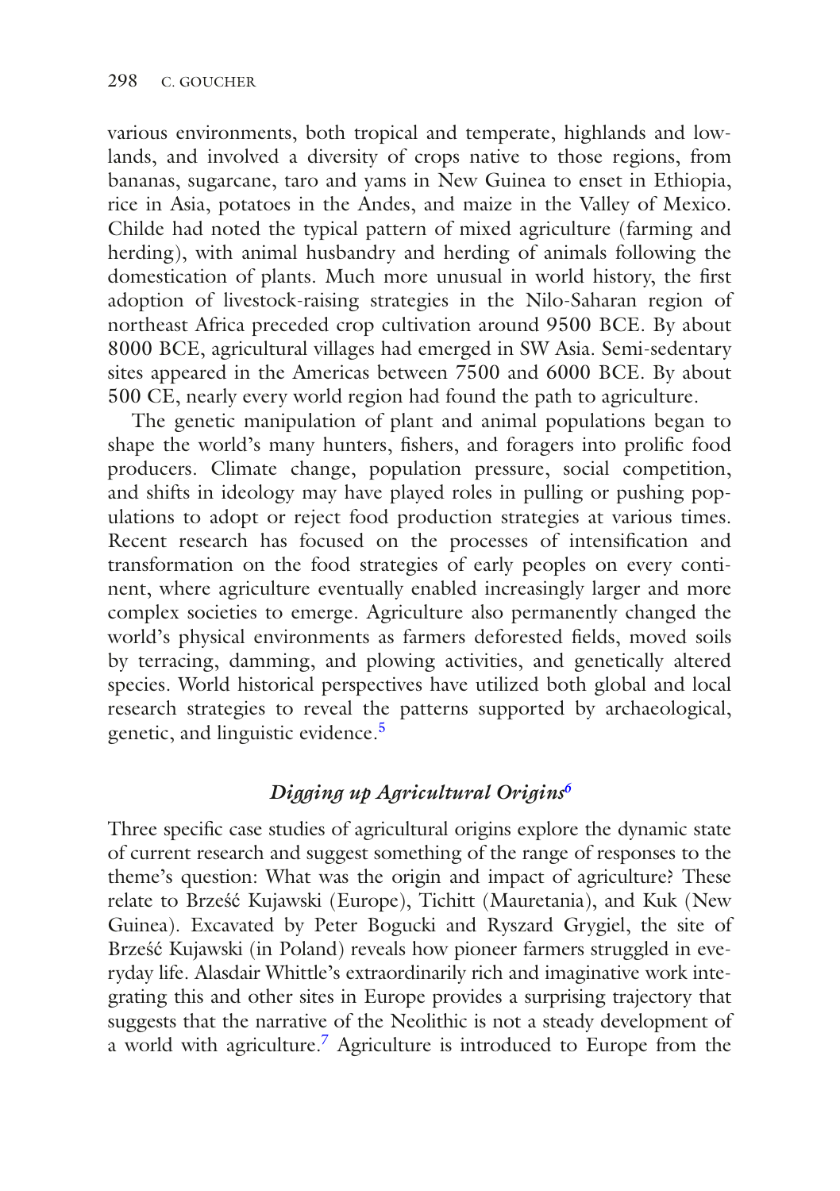various environments, both tropical and temperate, highlands and lowlands, and involved a diversity of crops native to those regions, from bananas, sugarcane, taro and yams in New Guinea to enset in Ethiopia, rice in Asia, potatoes in the Andes, and maize in the Valley of Mexico. Childe had noted the typical pattern of mixed agriculture (farming and herding), with animal husbandry and herding of animals following the domestication of plants. Much more unusual in world history, the first adoption of livestock-raising strategies in the Nilo-Saharan region of northeast Africa preceded crop cultivation around 9500 BCE. By about 8000 BCE, agricultural villages had emerged in SW Asia. Semi-sedentary sites appeared in the Americas between 7500 and 6000 BCE. By about 500 CE, nearly every world region had found the path to agriculture.

The genetic manipulation of plant and animal populations began to shape the world's many hunters, fishers, and foragers into prolific food producers. Climate change, population pressure, social competition, and shifts in ideology may have played roles in pulling or pushing populations to adopt or reject food production strategies at various times. Recent research has focused on the processes of intensification and transformation on the food strategies of early peoples on every continent, where agriculture eventually enabled increasingly larger and more complex societies to emerge. Agriculture also permanently changed the world's physical environments as farmers deforested fields, moved soils by terracing, damming, and plowing activities, and genetically altered species. World historical perspectives have utilized both global and local research strategies to reveal the patterns supported by archaeological, genetic, and linguistic evidence.[5]

### *Digging up Agricultural Origins*[6]

Three specific case studies of agricultural origins explore the dynamic state of current research and suggest something of the range of responses to the theme's question: What was the origin and impact of agriculture? These relate to Brześć Kujawski (Europe), Tichitt (Mauretania), and Kuk (New Guinea). Excavated by Peter Bogucki and Ryszard Grygiel, the site of Brześć Kujawski (in Poland) reveals how pioneer farmers struggled in everyday life. Alasdair Whittle's extraordinarily rich and imaginative work integrating this and other sites in Europe provides a surprising trajectory that suggests that the narrative of the Neolithic is not a steady development of a world with agriculture.[7] Agriculture is introduced to Europe from the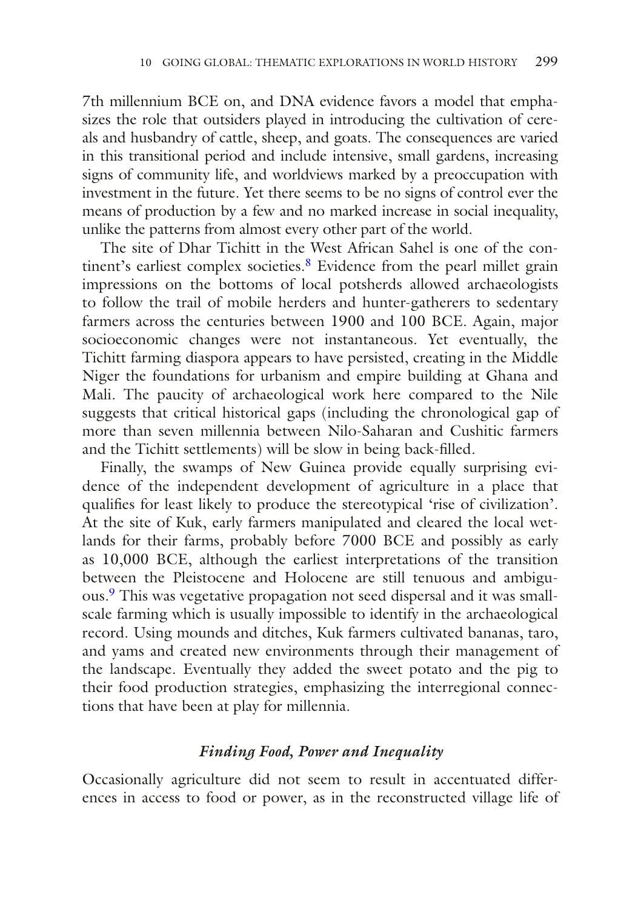7th millennium BCE on, and DNA evidence favors a model that emphasizes the role that outsiders played in introducing the cultivation of cereals and husbandry of cattle, sheep, and goats. The consequences are varied in this transitional period and include intensive, small gardens, increasing signs of community life, and worldviews marked by a preoccupation with investment in the future. Yet there seems to be no signs of control ever the means of production by a few and no marked increase in social inequality, unlike the patterns from almost every other part of the world.

The site of Dhar Tichitt in the West African Sahel is one of the continent's earliest complex societies.[8] Evidence from the pearl millet grain impressions on the bottoms of local potsherds allowed archaeologists to follow the trail of mobile herders and hunter-gatherers to sedentary farmers across the centuries between 1900 and 100 BCE. Again, major socioeconomic changes were not instantaneous. Yet eventually, the Tichitt farming diaspora appears to have persisted, creating in the Middle Niger the foundations for urbanism and empire building at Ghana and Mali. The paucity of archaeological work here compared to the Nile suggests that critical historical gaps (including the chronological gap of more than seven millennia between Nilo-Saharan and Cushitic farmers and the Tichitt settlements) will be slow in being back-filled.

Finally, the swamps of New Guinea provide equally surprising evidence of the independent development of agriculture in a place that qualifies for least likely to produce the stereotypical 'rise of civilization'. At the site of Kuk, early farmers manipulated and cleared the local wetlands for their farms, probably before 7000 BCE and possibly as early as 10,000 BCE, although the earliest interpretations of the transition between the Pleistocene and Holocene are still tenuous and ambiguous.[9] This was vegetative propagation not seed dispersal and it was small-scale farming which is usually impossible to identify in the archaeological record. Using mounds and ditches, Kuk farmers cultivated bananas, taro, and yams and created new environments through their management of the landscape. Eventually they added the sweet potato and the pig to their food production strategies, emphasizing the interregional connections that have been at play for millennia.

### *Finding Food, Power and Inequality*

Occasionally agriculture did not seem to result in accentuated differences in access to food or power, as in the reconstructed village life of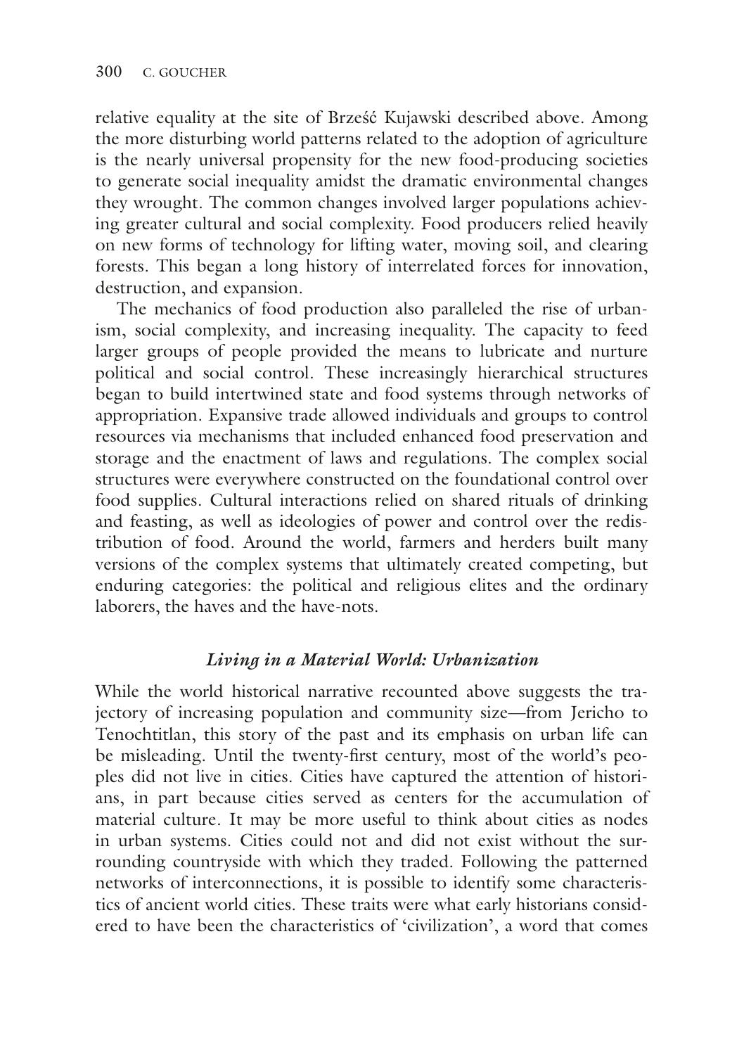relative equality at the site of Brześć Kujawski described above. Among the more disturbing world patterns related to the adoption of agriculture is the nearly universal propensity for the new food-producing societies to generate social inequality amidst the dramatic environmental changes they wrought. The common changes involved larger populations achieving greater cultural and social complexity. Food producers relied heavily on new forms of technology for lifting water, moving soil, and clearing forests. This began a long history of interrelated forces for innovation, destruction, and expansion.

The mechanics of food production also paralleled the rise of urbanism, social complexity, and increasing inequality. The capacity to feed larger groups of people provided the means to lubricate and nurture political and social control. These increasingly hierarchical structures began to build intertwined state and food systems through networks of appropriation. Expansive trade allowed individuals and groups to control resources via mechanisms that included enhanced food preservation and storage and the enactment of laws and regulations. The complex social structures were everywhere constructed on the foundational control over food supplies. Cultural interactions relied on shared rituals of drinking and feasting, as well as ideologies of power and control over the redistribution of food. Around the world, farmers and herders built many versions of the complex systems that ultimately created competing, but enduring categories: the political and religious elites and the ordinary laborers, the haves and the have-nots.

### *Living in a Material World: Urbanization*

While the world historical narrative recounted above suggests the trajectory of increasing population and community size—from Jericho to Tenochtitlan, this story of the past and its emphasis on urban life can be misleading. Until the twenty-first century, most of the world's peoples did not live in cities. Cities have captured the attention of historians, in part because cities served as centers for the accumulation of material culture. It may be more useful to think about cities as nodes in urban systems. Cities could not and did not exist without the surrounding countryside with which they traded. Following the patterned networks of interconnections, it is possible to identify some characteristics of ancient world cities. These traits were what early historians considered to have been the characteristics of 'civilization', a word that comes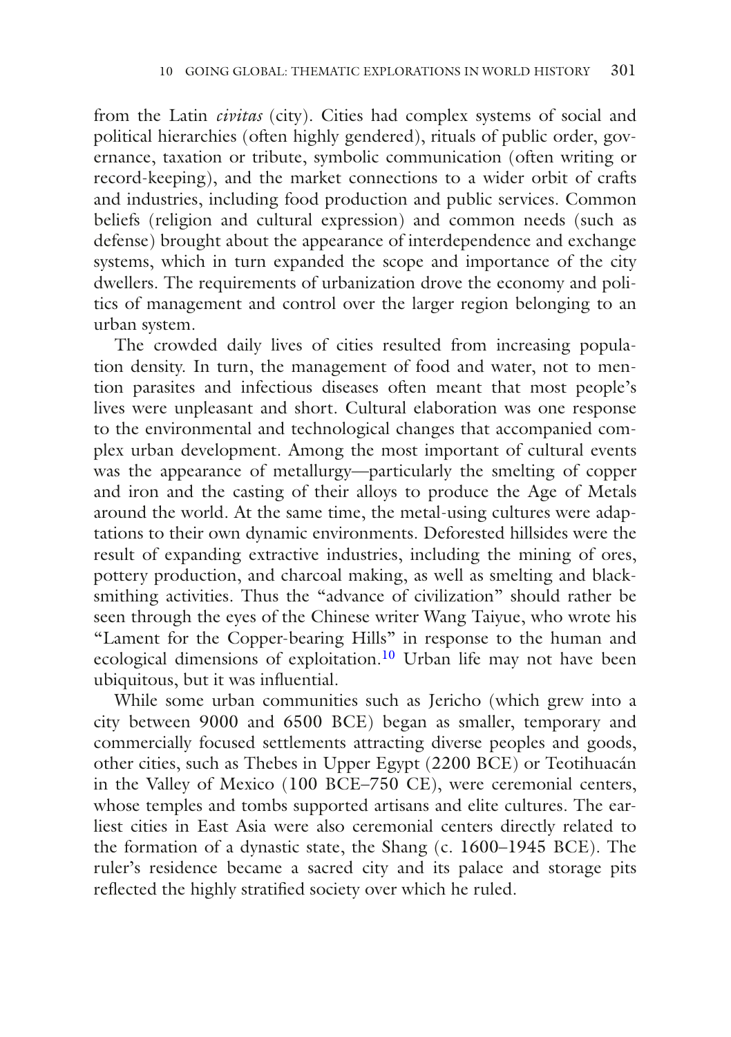from the Latin *civitas* (city). Cities had complex systems of social and political hierarchies (often highly gendered), rituals of public order, governance, taxation or tribute, symbolic communication (often writing or record-keeping), and the market connections to a wider orbit of crafts and industries, including food production and public services. Common beliefs (religion and cultural expression) and common needs (such as defense) brought about the appearance of interdependence and exchange systems, which in turn expanded the scope and importance of the city dwellers. The requirements of urbanization drove the economy and politics of management and control over the larger region belonging to an urban system.

The crowded daily lives of cities resulted from increasing population density. In turn, the management of food and water, not to mention parasites and infectious diseases often meant that most people's lives were unpleasant and short. Cultural elaboration was one response to the environmental and technological changes that accompanied complex urban development. Among the most important of cultural events was the appearance of metallurgy—particularly the smelting of copper and iron and the casting of their alloys to produce the Age of Metals around the world. At the same time, the metal-using cultures were adaptations to their own dynamic environments. Deforested hillsides were the result of expanding extractive industries, including the mining of ores, pottery production, and charcoal making, as well as smelting and blacksmithing activities. Thus the "advance of civilization" should rather be seen through the eyes of the Chinese writer Wang Taiyue, who wrote his "Lament for the Copper-bearing Hills" in response to the human and ecological dimensions of exploitation.[10] Urban life may not have been ubiquitous, but it was influential.

While some urban communities such as Jericho (which grew into a city between 9000 and 6500 BCE) began as smaller, temporary and commercially focused settlements attracting diverse peoples and goods, other cities, such as Thebes in Upper Egypt (2200 BCE) or Teotihuacán in the Valley of Mexico (100 BCE–750 CE), were ceremonial centers, whose temples and tombs supported artisans and elite cultures. The earliest cities in East Asia were also ceremonial centers directly related to the formation of a dynastic state, the Shang (c. 1600–1945 BCE). The ruler's residence became a sacred city and its palace and storage pits reflected the highly stratified society over which he ruled.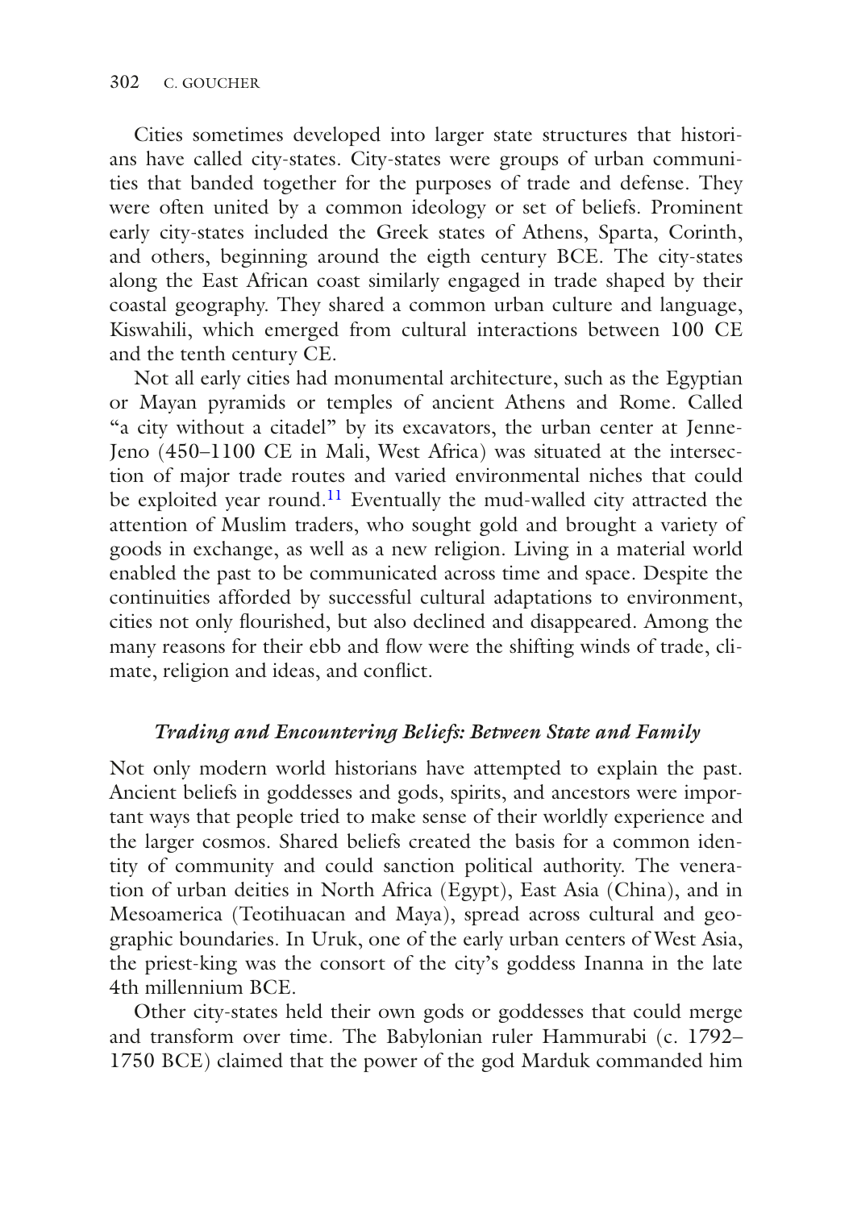Cities sometimes developed into larger state structures that historians have called city-states. City-states were groups of urban communities that banded together for the purposes of trade and defense. They were often united by a common ideology or set of beliefs. Prominent early city-states included the Greek states of Athens, Sparta, Corinth, and others, beginning around the eigth century BCE. The city-states along the East African coast similarly engaged in trade shaped by their coastal geography. They shared a common urban culture and language, Kiswahili, which emerged from cultural interactions between 100 CE and the tenth century CE.

Not all early cities had monumental architecture, such as the Egyptian or Mayan pyramids or temples of ancient Athens and Rome. Called "a city without a citadel" by its excavators, the urban center at Jenne-Jeno (450–1100 CE in Mali, West Africa) was situated at the intersection of major trade routes and varied environmental niches that could be exploited year round.[11] Eventually the mud-walled city attracted the attention of Muslim traders, who sought gold and brought a variety of goods in exchange, as well as a new religion. Living in a material world enabled the past to be communicated across time and space. Despite the continuities afforded by successful cultural adaptations to environment, cities not only flourished, but also declined and disappeared. Among the many reasons for their ebb and flow were the shifting winds of trade, climate, religion and ideas, and conflict.

### *Trading and Encountering Beliefs: Between State and Family*

Not only modern world historians have attempted to explain the past. Ancient beliefs in goddesses and gods, spirits, and ancestors were important ways that people tried to make sense of their worldly experience and the larger cosmos. Shared beliefs created the basis for a common identity of community and could sanction political authority. The veneration of urban deities in North Africa (Egypt), East Asia (China), and in Mesoamerica (Teotihuacan and Maya), spread across cultural and geographic boundaries. In Uruk, one of the early urban centers of West Asia, the priest-king was the consort of the city's goddess Inanna in the late 4th millennium BCE.

Other city-states held their own gods or goddesses that could merge and transform over time. The Babylonian ruler Hammurabi (c. 1792–1750 BCE) claimed that the power of the god Marduk commanded him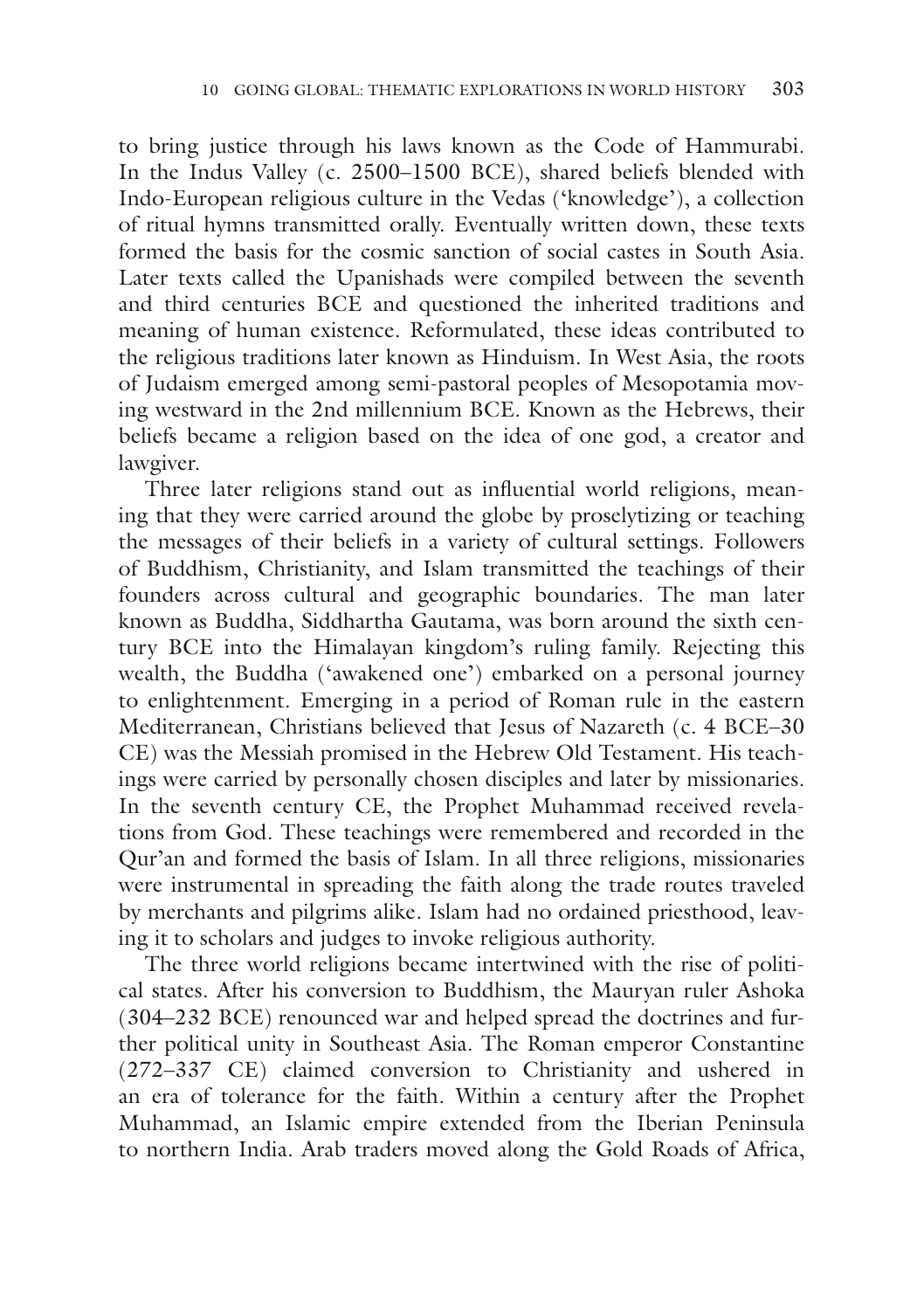to bring justice through his laws known as the Code of Hammurabi. In the Indus Valley (c. 2500–1500 BCE), shared beliefs blended with Indo-European religious culture in the Vedas ('knowledge'), a collection of ritual hymns transmitted orally. Eventually written down, these texts formed the basis for the cosmic sanction of social castes in South Asia. Later texts called the Upanishads were compiled between the seventh and third centuries BCE and questioned the inherited traditions and meaning of human existence. Reformulated, these ideas contributed to the religious traditions later known as Hinduism. In West Asia, the roots of Judaism emerged among semi-pastoral peoples of Mesopotamia moving westward in the 2nd millennium BCE. Known as the Hebrews, their beliefs became a religion based on the idea of one god, a creator and lawgiver.

Three later religions stand out as influential world religions, meaning that they were carried around the globe by proselytizing or teaching the messages of their beliefs in a variety of cultural settings. Followers of Buddhism, Christianity, and Islam transmitted the teachings of their founders across cultural and geographic boundaries. The man later known as Buddha, Siddhartha Gautama, was born around the sixth century BCE into the Himalayan kingdom's ruling family. Rejecting this wealth, the Buddha ('awakened one') embarked on a personal journey to enlightenment. Emerging in a period of Roman rule in the eastern Mediterranean, Christians believed that Jesus of Nazareth (c. 4 BCE–30 CE) was the Messiah promised in the Hebrew Old Testament. His teachings were carried by personally chosen disciples and later by missionaries. In the seventh century CE, the Prophet Muhammad received revelations from God. These teachings were remembered and recorded in the Qur'an and formed the basis of Islam. In all three religions, missionaries were instrumental in spreading the faith along the trade routes traveled by merchants and pilgrims alike. Islam had no ordained priesthood, leaving it to scholars and judges to invoke religious authority.

The three world religions became intertwined with the rise of political states. After his conversion to Buddhism, the Mauryan ruler Ashoka (304–232 BCE) renounced war and helped spread the doctrines and further political unity in Southeast Asia. The Roman emperor Constantine (272–337 CE) claimed conversion to Christianity and ushered in an era of tolerance for the faith. Within a century after the Prophet Muhammad, an Islamic empire extended from the Iberian Peninsula to northern India. Arab traders moved along the Gold Roads of Africa,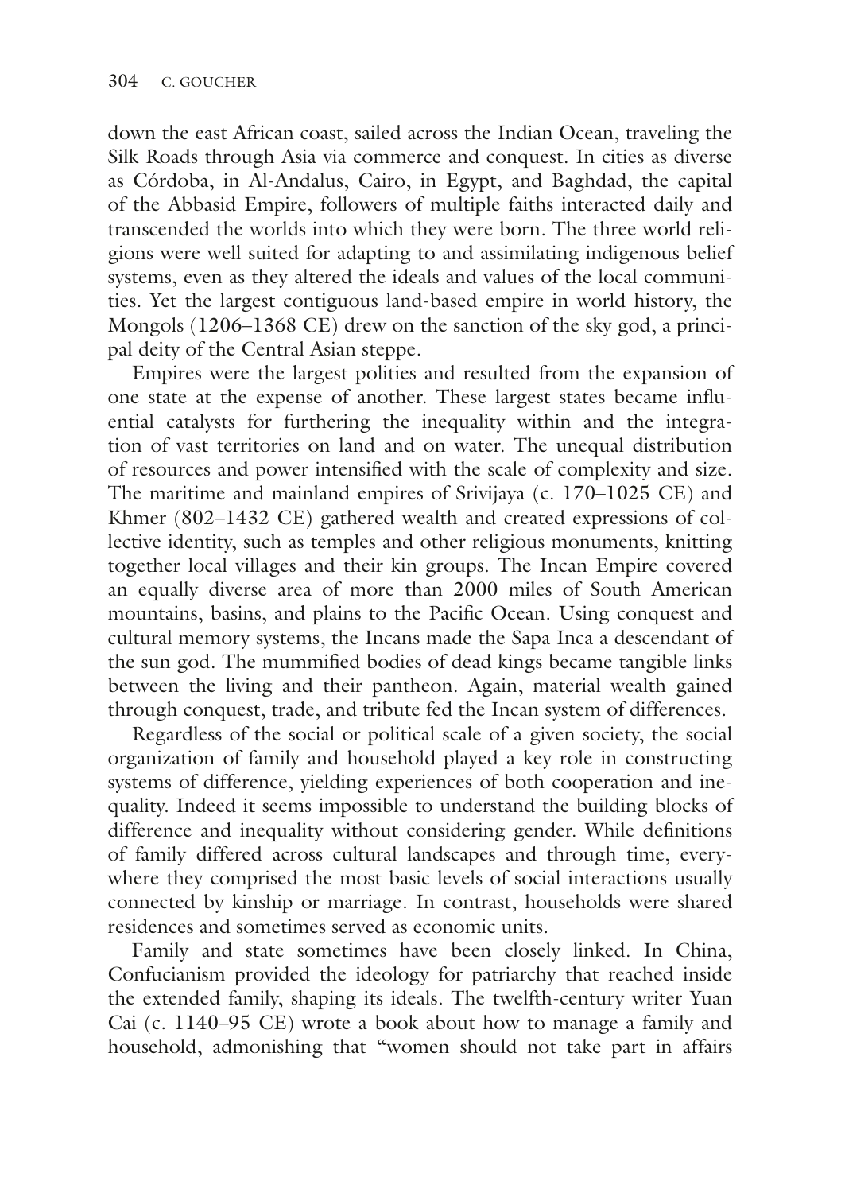down the east African coast, sailed across the Indian Ocean, traveling the Silk Roads through Asia via commerce and conquest. In cities as diverse as Córdoba, in Al-Andalus, Cairo, in Egypt, and Baghdad, the capital of the Abbasid Empire, followers of multiple faiths interacted daily and transcended the worlds into which they were born. The three world religions were well suited for adapting to and assimilating indigenous belief systems, even as they altered the ideals and values of the local communities. Yet the largest contiguous land-based empire in world history, the Mongols (1206–1368 CE) drew on the sanction of the sky god, a principal deity of the Central Asian steppe.

Empires were the largest polities and resulted from the expansion of one state at the expense of another. These largest states became influential catalysts for furthering the inequality within and the integration of vast territories on land and on water. The unequal distribution of resources and power intensified with the scale of complexity and size. The maritime and mainland empires of Srivijaya (c. 170–1025 CE) and Khmer (802–1432 CE) gathered wealth and created expressions of collective identity, such as temples and other religious monuments, knitting together local villages and their kin groups. The Incan Empire covered an equally diverse area of more than 2000 miles of South American mountains, basins, and plains to the Pacific Ocean. Using conquest and cultural memory systems, the Incans made the Sapa Inca a descendant of the sun god. The mummified bodies of dead kings became tangible links between the living and their pantheon. Again, material wealth gained through conquest, trade, and tribute fed the Incan system of differences.

Regardless of the social or political scale of a given society, the social organization of family and household played a key role in constructing systems of difference, yielding experiences of both cooperation and inequality. Indeed it seems impossible to understand the building blocks of difference and inequality without considering gender. While definitions of family differed across cultural landscapes and through time, everywhere they comprised the most basic levels of social interactions usually connected by kinship or marriage. In contrast, households were shared residences and sometimes served as economic units.

Family and state sometimes have been closely linked. In China, Confucianism provided the ideology for patriarchy that reached inside the extended family, shaping its ideals. The twelfth-century writer Yuan Cai (c. 1140–95 CE) wrote a book about how to manage a family and household, admonishing that "women should not take part in affairs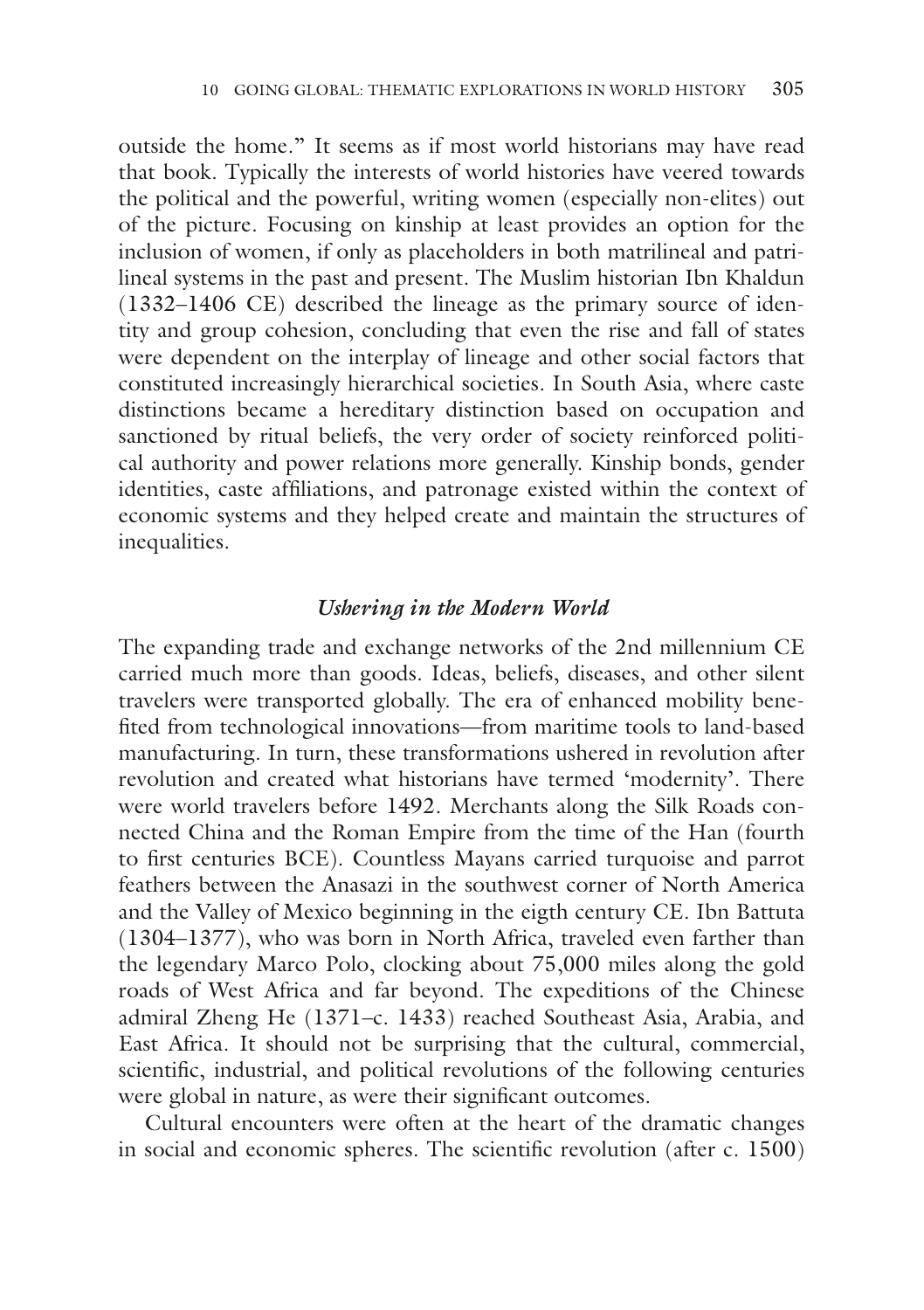outside the home." It seems as if most world historians may have read that book. Typically the interests of world histories have veered towards the political and the powerful, writing women (especially non-elites) out of the picture. Focusing on kinship at least provides an option for the inclusion of women, if only as placeholders in both matrilineal and patrilineal systems in the past and present. The Muslim historian Ibn Khaldun (1332–1406 CE) described the lineage as the primary source of identity and group cohesion, concluding that even the rise and fall of states were dependent on the interplay of lineage and other social factors that constituted increasingly hierarchical societies. In South Asia, where caste distinctions became a hereditary distinction based on occupation and sanctioned by ritual beliefs, the very order of society reinforced political authority and power relations more generally. Kinship bonds, gender identities, caste affiliations, and patronage existed within the context of economic systems and they helped create and maintain the structures of inequalities.

### *Ushering in the Modern World*

The expanding trade and exchange networks of the 2nd millennium CE carried much more than goods. Ideas, beliefs, diseases, and other silent travelers were transported globally. The era of enhanced mobility benefited from technological innovations—from maritime tools to land-based manufacturing. In turn, these transformations ushered in revolution after revolution and created what historians have termed 'modernity'. There were world travelers before 1492. Merchants along the Silk Roads connected China and the Roman Empire from the time of the Han (fourth to first centuries BCE). Countless Mayans carried turquoise and parrot feathers between the Anasazi in the southwest corner of North America and the Valley of Mexico beginning in the eigth century CE. Ibn Battuta (1304–1377), who was born in North Africa, traveled even farther than the legendary Marco Polo, clocking about 75,000 miles along the gold roads of West Africa and far beyond. The expeditions of the Chinese admiral Zheng He (1371–c. 1433) reached Southeast Asia, Arabia, and East Africa. It should not be surprising that the cultural, commercial, scientific, industrial, and political revolutions of the following centuries were global in nature, as were their significant outcomes.

Cultural encounters were often at the heart of the dramatic changes in social and economic spheres. The scientific revolution (after c. 1500)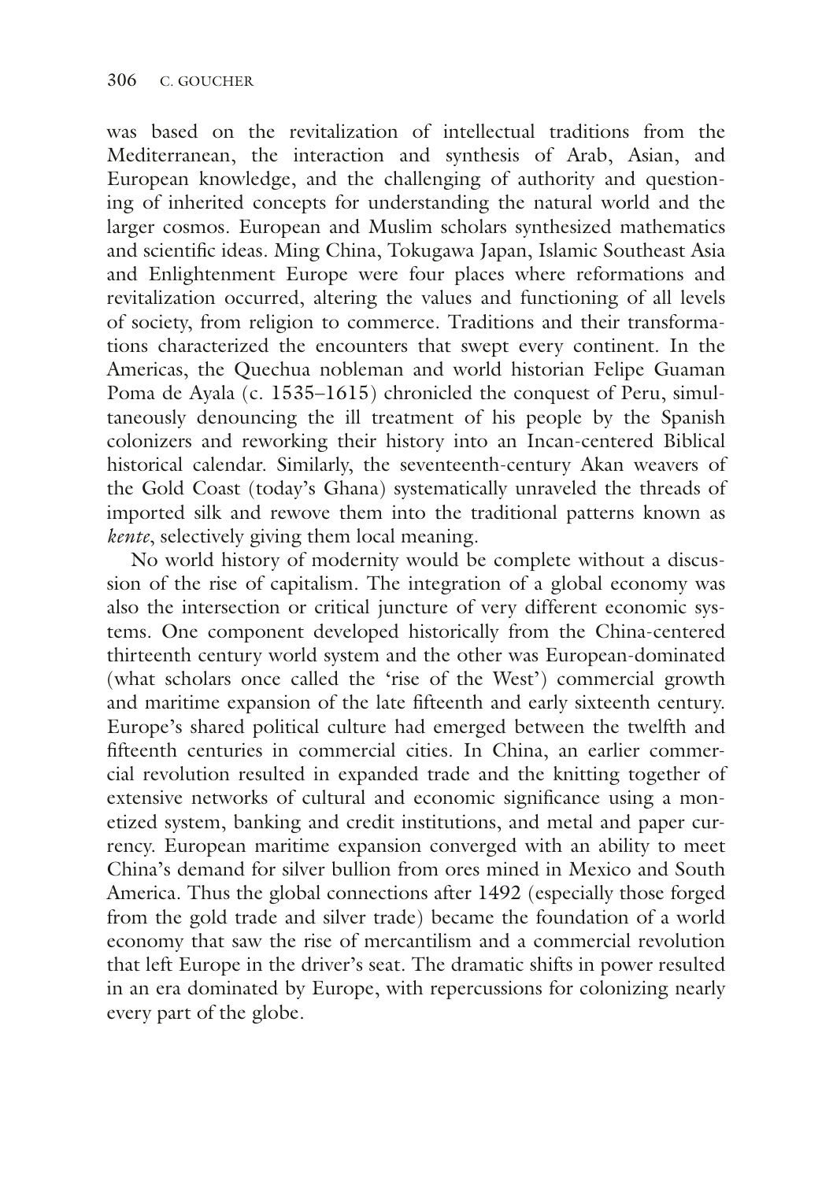was based on the revitalization of intellectual traditions from the Mediterranean, the interaction and synthesis of Arab, Asian, and European knowledge, and the challenging of authority and questioning of inherited concepts for understanding the natural world and the larger cosmos. European and Muslim scholars synthesized mathematics and scientific ideas. Ming China, Tokugawa Japan, Islamic Southeast Asia and Enlightenment Europe were four places where reformations and revitalization occurred, altering the values and functioning of all levels of society, from religion to commerce. Traditions and their transformations characterized the encounters that swept every continent. In the Americas, the Quechua nobleman and world historian Felipe Guaman Poma de Ayala (c. 1535–1615) chronicled the conquest of Peru, simultaneously denouncing the ill treatment of his people by the Spanish colonizers and reworking their history into an Incan-centered Biblical historical calendar. Similarly, the seventeenth-century Akan weavers of the Gold Coast (today's Ghana) systematically unraveled the threads of imported silk and rewove them into the traditional patterns known as *kente*, selectively giving them local meaning.

No world history of modernity would be complete without a discussion of the rise of capitalism. The integration of a global economy was also the intersection or critical juncture of very different economic systems. One component developed historically from the China-centered thirteenth century world system and the other was European-dominated (what scholars once called the 'rise of the West') commercial growth and maritime expansion of the late fifteenth and early sixteenth century. Europe's shared political culture had emerged between the twelfth and fifteenth centuries in commercial cities. In China, an earlier commercial revolution resulted in expanded trade and the knitting together of extensive networks of cultural and economic significance using a monetized system, banking and credit institutions, and metal and paper currency. European maritime expansion converged with an ability to meet China's demand for silver bullion from ores mined in Mexico and South America. Thus the global connections after 1492 (especially those forged from the gold trade and silver trade) became the foundation of a world economy that saw the rise of mercantilism and a commercial revolution that left Europe in the driver's seat. The dramatic shifts in power resulted in an era dominated by Europe, with repercussions for colonizing nearly every part of the globe.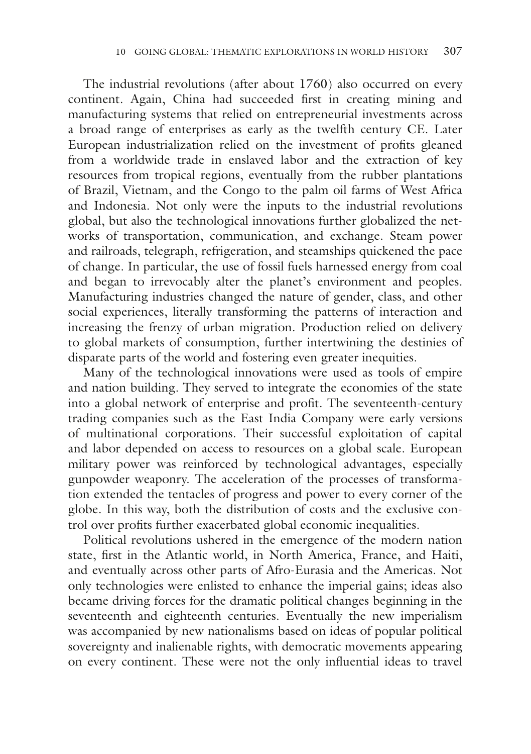The industrial revolutions (after about 1760) also occurred on every continent. Again, China had succeeded first in creating mining and manufacturing systems that relied on entrepreneurial investments across a broad range of enterprises as early as the twelfth century CE. Later European industrialization relied on the investment of profits gleaned from a worldwide trade in enslaved labor and the extraction of key resources from tropical regions, eventually from the rubber plantations of Brazil, Vietnam, and the Congo to the palm oil farms of West Africa and Indonesia. Not only were the inputs to the industrial revolutions global, but also the technological innovations further globalized the networks of transportation, communication, and exchange. Steam power and railroads, telegraph, refrigeration, and steamships quickened the pace of change. In particular, the use of fossil fuels harnessed energy from coal and began to irrevocably alter the planet's environment and peoples. Manufacturing industries changed the nature of gender, class, and other social experiences, literally transforming the patterns of interaction and increasing the frenzy of urban migration. Production relied on delivery to global markets of consumption, further intertwining the destinies of disparate parts of the world and fostering even greater inequities.

Many of the technological innovations were used as tools of empire and nation building. They served to integrate the economies of the state into a global network of enterprise and profit. The seventeenth-century trading companies such as the East India Company were early versions of multinational corporations. Their successful exploitation of capital and labor depended on access to resources on a global scale. European military power was reinforced by technological advantages, especially gunpowder weaponry. The acceleration of the processes of transformation extended the tentacles of progress and power to every corner of the globe. In this way, both the distribution of costs and the exclusive control over profits further exacerbated global economic inequalities.

Political revolutions ushered in the emergence of the modern nation state, first in the Atlantic world, in North America, France, and Haiti, and eventually across other parts of Afro-Eurasia and the Americas. Not only technologies were enlisted to enhance the imperial gains; ideas also became driving forces for the dramatic political changes beginning in the seventeenth and eighteenth centuries. Eventually the new imperialism was accompanied by new nationalisms based on ideas of popular political sovereignty and inalienable rights, with democratic movements appearing on every continent. These were not the only influential ideas to travel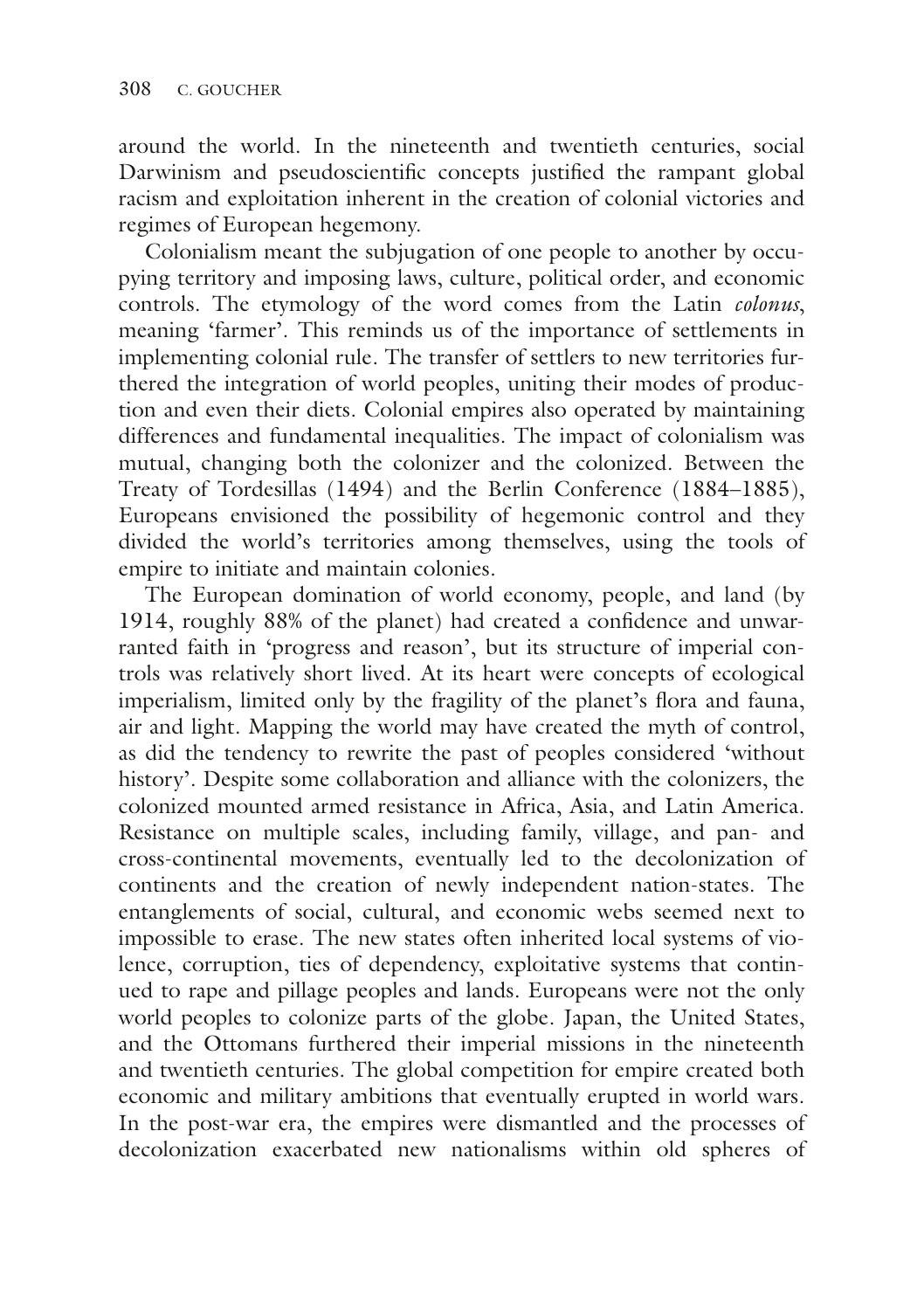around the world. In the nineteenth and twentieth centuries, social Darwinism and pseudoscientific concepts justified the rampant global racism and exploitation inherent in the creation of colonial victories and regimes of European hegemony.

Colonialism meant the subjugation of one people to another by occupying territory and imposing laws, culture, political order, and economic controls. The etymology of the word comes from the Latin *colonus*, meaning 'farmer'. This reminds us of the importance of settlements in implementing colonial rule. The transfer of settlers to new territories furthered the integration of world peoples, uniting their modes of production and even their diets. Colonial empires also operated by maintaining differences and fundamental inequalities. The impact of colonialism was mutual, changing both the colonizer and the colonized. Between the Treaty of Tordesillas (1494) and the Berlin Conference (1884–1885), Europeans envisioned the possibility of hegemonic control and they divided the world's territories among themselves, using the tools of empire to initiate and maintain colonies.

The European domination of world economy, people, and land (by 1914, roughly 88% of the planet) had created a confidence and unwarranted faith in 'progress and reason', but its structure of imperial controls was relatively short lived. At its heart were concepts of ecological imperialism, limited only by the fragility of the planet's flora and fauna, air and light. Mapping the world may have created the myth of control, as did the tendency to rewrite the past of peoples considered 'without history'. Despite some collaboration and alliance with the colonizers, the colonized mounted armed resistance in Africa, Asia, and Latin America. Resistance on multiple scales, including family, village, and pan- and cross-continental movements, eventually led to the decolonization of continents and the creation of newly independent nation-states. The entanglements of social, cultural, and economic webs seemed next to impossible to erase. The new states often inherited local systems of violence, corruption, ties of dependency, exploitative systems that continued to rape and pillage peoples and lands. Europeans were not the only world peoples to colonize parts of the globe. Japan, the United States, and the Ottomans furthered their imperial missions in the nineteenth and twentieth centuries. The global competition for empire created both economic and military ambitions that eventually erupted in world wars. In the post-war era, the empires were dismantled and the processes of decolonization exacerbated new nationalisms within old spheres of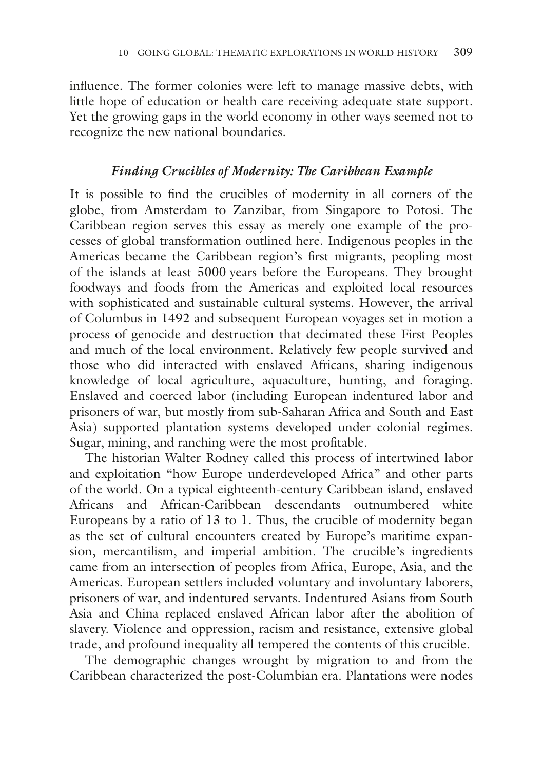influence. The former colonies were left to manage massive debts, with little hope of education or health care receiving adequate state support. Yet the growing gaps in the world economy in other ways seemed not to recognize the new national boundaries.

### *Finding Crucibles of Modernity: The Caribbean Example*

It is possible to find the crucibles of modernity in all corners of the globe, from Amsterdam to Zanzibar, from Singapore to Potosi. The Caribbean region serves this essay as merely one example of the processes of global transformation outlined here. Indigenous peoples in the Americas became the Caribbean region's first migrants, peopling most of the islands at least 5000 years before the Europeans. They brought foodways and foods from the Americas and exploited local resources with sophisticated and sustainable cultural systems. However, the arrival of Columbus in 1492 and subsequent European voyages set in motion a process of genocide and destruction that decimated these First Peoples and much of the local environment. Relatively few people survived and those who did interacted with enslaved Africans, sharing indigenous knowledge of local agriculture, aquaculture, hunting, and foraging. Enslaved and coerced labor (including European indentured labor and prisoners of war, but mostly from sub-Saharan Africa and South and East Asia) supported plantation systems developed under colonial regimes. Sugar, mining, and ranching were the most profitable.

The historian Walter Rodney called this process of intertwined labor and exploitation "how Europe underdeveloped Africa" and other parts of the world. On a typical eighteenth-century Caribbean island, enslaved Africans and African-Caribbean descendants outnumbered white Europeans by a ratio of 13 to 1. Thus, the crucible of modernity began as the set of cultural encounters created by Europe's maritime expansion, mercantilism, and imperial ambition. The crucible's ingredients came from an intersection of peoples from Africa, Europe, Asia, and the Americas. European settlers included voluntary and involuntary laborers, prisoners of war, and indentured servants. Indentured Asians from South Asia and China replaced enslaved African labor after the abolition of slavery. Violence and oppression, racism and resistance, extensive global trade, and profound inequality all tempered the contents of this crucible.

The demographic changes wrought by migration to and from the Caribbean characterized the post-Columbian era. Plantations were nodes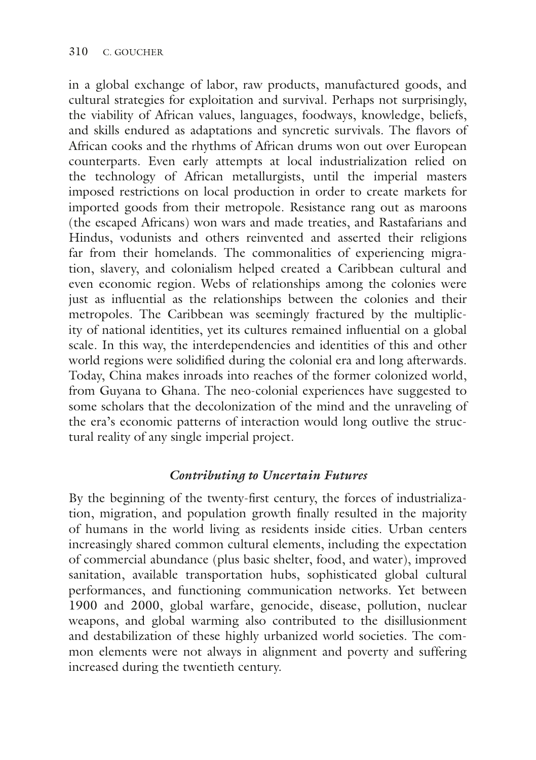in a global exchange of labor, raw products, manufactured goods, and cultural strategies for exploitation and survival. Perhaps not surprisingly, the viability of African values, languages, foodways, knowledge, beliefs, and skills endured as adaptations and syncretic survivals. The flavors of African cooks and the rhythms of African drums won out over European counterparts. Even early attempts at local industrialization relied on the technology of African metallurgists, until the imperial masters imposed restrictions on local production in order to create markets for imported goods from their metropole. Resistance rang out as maroons (the escaped Africans) won wars and made treaties, and Rastafarians and Hindus, vodunists and others reinvented and asserted their religions far from their homelands. The commonalities of experiencing migration, slavery, and colonialism helped created a Caribbean cultural and even economic region. Webs of relationships among the colonies were just as influential as the relationships between the colonies and their metropoles. The Caribbean was seemingly fractured by the multiplicity of national identities, yet its cultures remained influential on a global scale. In this way, the interdependencies and identities of this and other world regions were solidified during the colonial era and long afterwards. Today, China makes inroads into reaches of the former colonized world, from Guyana to Ghana. The neo-colonial experiences have suggested to some scholars that the decolonization of the mind and the unraveling of the era's economic patterns of interaction would long outlive the structural reality of any single imperial project.

### *Contributing to Uncertain Futures*

By the beginning of the twenty-first century, the forces of industrialization, migration, and population growth finally resulted in the majority of humans in the world living as residents inside cities. Urban centers increasingly shared common cultural elements, including the expectation of commercial abundance (plus basic shelter, food, and water), improved sanitation, available transportation hubs, sophisticated global cultural performances, and functioning communication networks. Yet between 1900 and 2000, global warfare, genocide, disease, pollution, nuclear weapons, and global warming also contributed to the disillusionment and destabilization of these highly urbanized world societies. The common elements were not always in alignment and poverty and suffering increased during the twentieth century.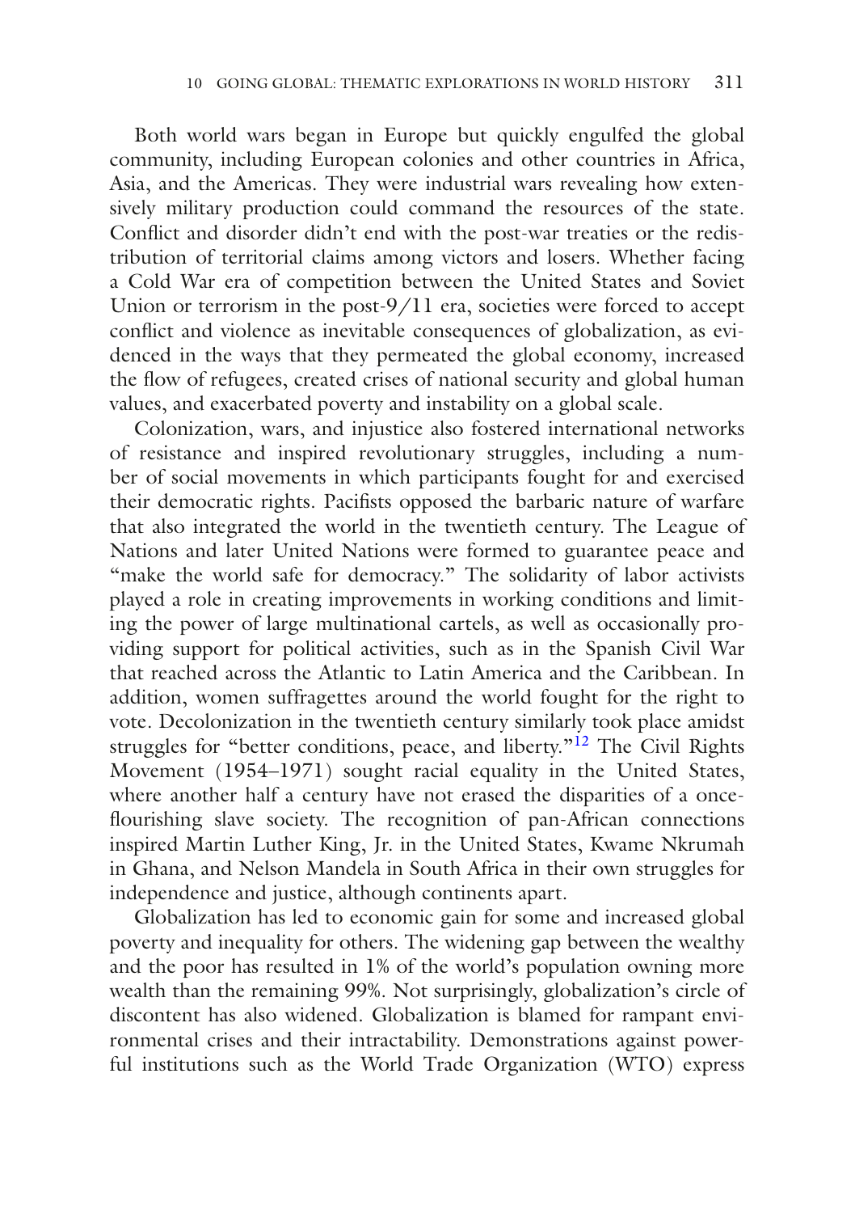Both world wars began in Europe but quickly engulfed the global community, including European colonies and other countries in Africa, Asia, and the Americas. They were industrial wars revealing how extensively military production could command the resources of the state. Conflict and disorder didn't end with the post-war treaties or the redistribution of territorial claims among victors and losers. Whether facing a Cold War era of competition between the United States and Soviet Union or terrorism in the post-9/11 era, societies were forced to accept conflict and violence as inevitable consequences of globalization, as evidenced in the ways that they permeated the global economy, increased the flow of refugees, created crises of national security and global human values, and exacerbated poverty and instability on a global scale.

Colonization, wars, and injustice also fostered international networks of resistance and inspired revolutionary struggles, including a number of social movements in which participants fought for and exercised their democratic rights. Pacifists opposed the barbaric nature of warfare that also integrated the world in the twentieth century. The League of Nations and later United Nations were formed to guarantee peace and "make the world safe for democracy." The solidarity of labor activists played a role in creating improvements in working conditions and limiting the power of large multinational cartels, as well as occasionally providing support for political activities, such as in the Spanish Civil War that reached across the Atlantic to Latin America and the Caribbean. In addition, women suffragettes around the world fought for the right to vote. Decolonization in the twentieth century similarly took place amidst struggles for "better conditions, peace, and liberty."[12] The Civil Rights Movement (1954–1971) sought racial equality in the United States, where another half a century have not erased the disparities of a once-flourishing slave society. The recognition of pan-African connections inspired Martin Luther King, Jr. in the United States, Kwame Nkrumah in Ghana, and Nelson Mandela in South Africa in their own struggles for independence and justice, although continents apart.

Globalization has led to economic gain for some and increased global poverty and inequality for others. The widening gap between the wealthy and the poor has resulted in 1% of the world's population owning more wealth than the remaining 99%. Not surprisingly, globalization's circle of discontent has also widened. Globalization is blamed for rampant environmental crises and their intractability. Demonstrations against powerful institutions such as the World Trade Organization (WTO) express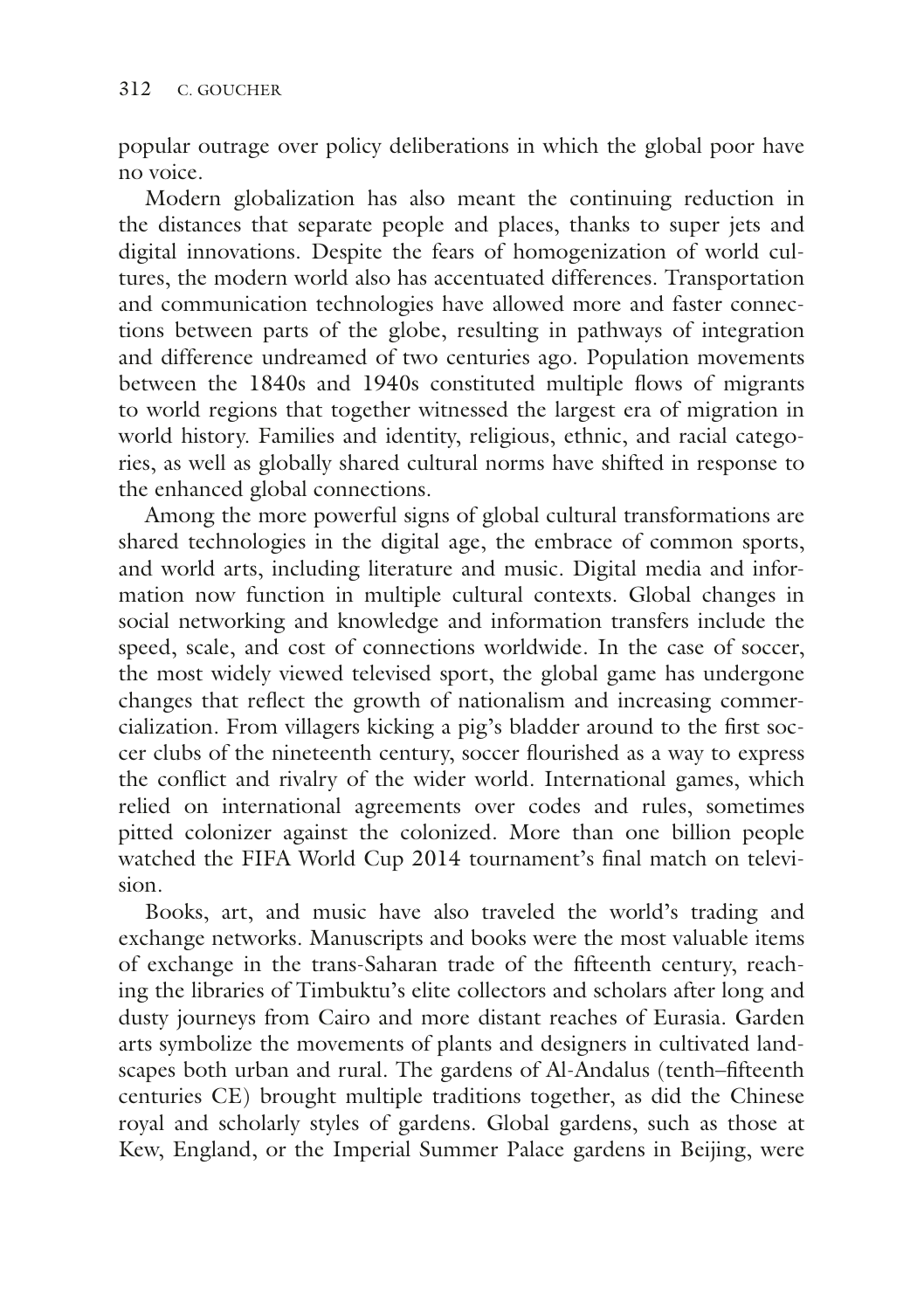popular outrage over policy deliberations in which the global poor have no voice.

Modern globalization has also meant the continuing reduction in the distances that separate people and places, thanks to super jets and digital innovations. Despite the fears of homogenization of world cultures, the modern world also has accentuated differences. Transportation and communication technologies have allowed more and faster connections between parts of the globe, resulting in pathways of integration and difference undreamed of two centuries ago. Population movements between the 1840s and 1940s constituted multiple flows of migrants to world regions that together witnessed the largest era of migration in world history. Families and identity, religious, ethnic, and racial categories, as well as globally shared cultural norms have shifted in response to the enhanced global connections.

Among the more powerful signs of global cultural transformations are shared technologies in the digital age, the embrace of common sports, and world arts, including literature and music. Digital media and information now function in multiple cultural contexts. Global changes in social networking and knowledge and information transfers include the speed, scale, and cost of connections worldwide. In the case of soccer, the most widely viewed televised sport, the global game has undergone changes that reflect the growth of nationalism and increasing commercialization. From villagers kicking a pig's bladder around to the first soccer clubs of the nineteenth century, soccer flourished as a way to express the conflict and rivalry of the wider world. International games, which relied on international agreements over codes and rules, sometimes pitted colonizer against the colonized. More than one billion people watched the FIFA World Cup 2014 tournament's final match on television.

Books, art, and music have also traveled the world's trading and exchange networks. Manuscripts and books were the most valuable items of exchange in the trans-Saharan trade of the fifteenth century, reaching the libraries of Timbuktu's elite collectors and scholars after long and dusty journeys from Cairo and more distant reaches of Eurasia. Garden arts symbolize the movements of plants and designers in cultivated landscapes both urban and rural. The gardens of Al-Andalus (tenth–fifteenth centuries CE) brought multiple traditions together, as did the Chinese royal and scholarly styles of gardens. Global gardens, such as those at Kew, England, or the Imperial Summer Palace gardens in Beijing, were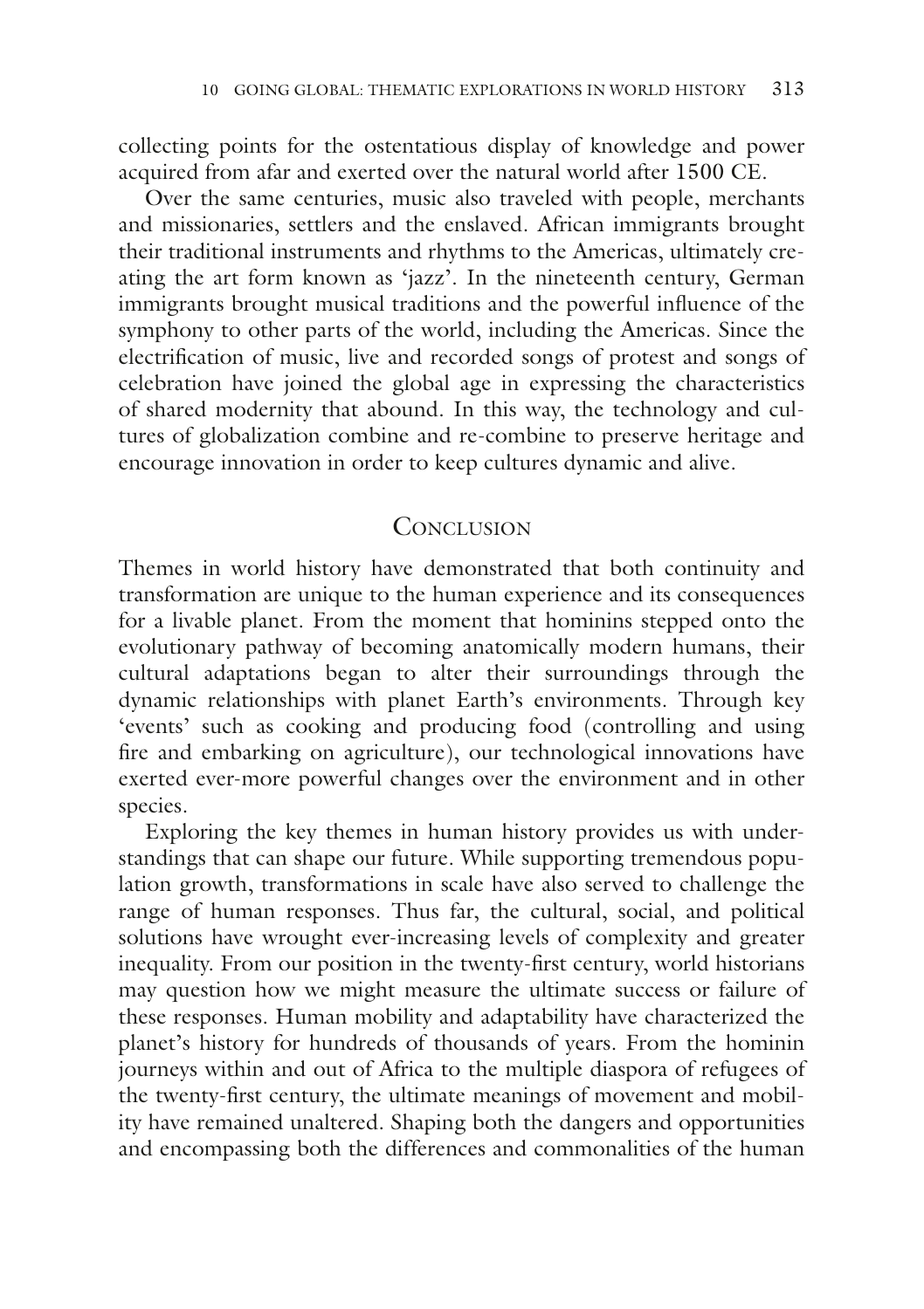collecting points for the ostentatious display of knowledge and power acquired from afar and exerted over the natural world after 1500 CE.

Over the same centuries, music also traveled with people, merchants and missionaries, settlers and the enslaved. African immigrants brought their traditional instruments and rhythms to the Americas, ultimately creating the art form known as 'jazz'. In the nineteenth century, German immigrants brought musical traditions and the powerful influence of the symphony to other parts of the world, including the Americas. Since the electrification of music, live and recorded songs of protest and songs of celebration have joined the global age in expressing the characteristics of shared modernity that abound. In this way, the technology and cultures of globalization combine and re-combine to preserve heritage and encourage innovation in order to keep cultures dynamic and alive.

## Conclusion

Themes in world history have demonstrated that both continuity and transformation are unique to the human experience and its consequences for a livable planet. From the moment that hominins stepped onto the evolutionary pathway of becoming anatomically modern humans, their cultural adaptations began to alter their surroundings through the dynamic relationships with planet Earth's environments. Through key 'events' such as cooking and producing food (controlling and using fire and embarking on agriculture), our technological innovations have exerted ever-more powerful changes over the environment and in other species.

Exploring the key themes in human history provides us with understandings that can shape our future. While supporting tremendous population growth, transformations in scale have also served to challenge the range of human responses. Thus far, the cultural, social, and political solutions have wrought ever-increasing levels of complexity and greater inequality. From our position in the twenty-first century, world historians may question how we might measure the ultimate success or failure of these responses. Human mobility and adaptability have characterized the planet's history for hundreds of thousands of years. From the hominin journeys within and out of Africa to the multiple diaspora of refugees of the twenty-first century, the ultimate meanings of movement and mobility have remained unaltered. Shaping both the dangers and opportunities and encompassing both the differences and commonalities of the human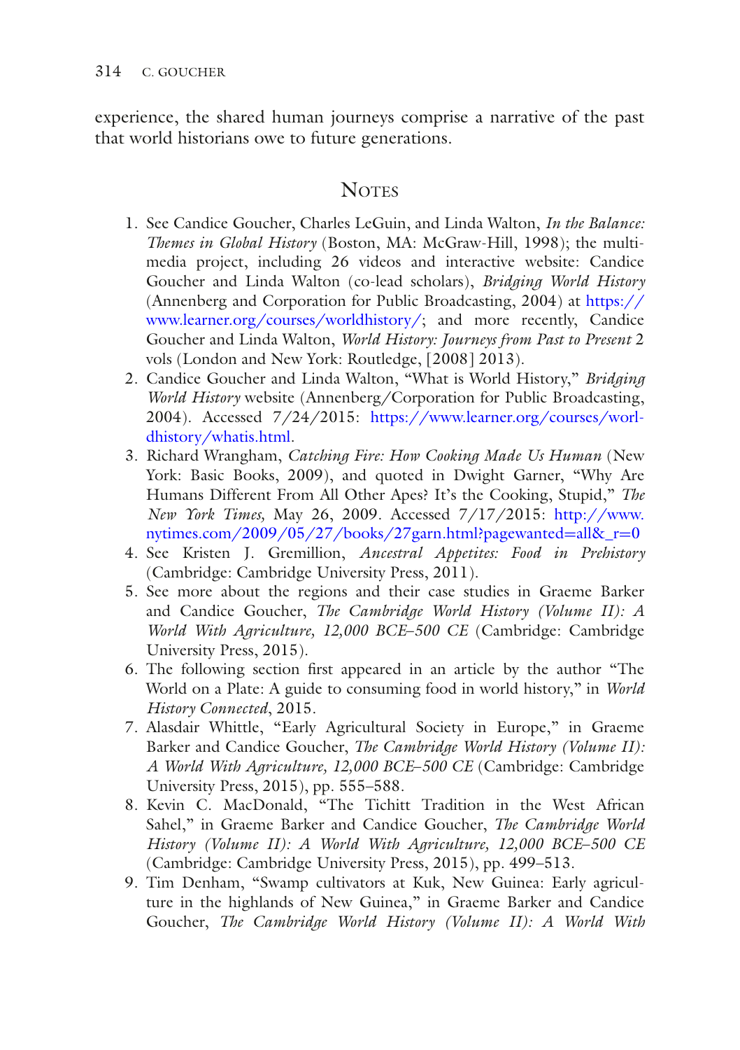experience, the shared human journeys comprise a narrative of the past that world historians owe to future generations.

## Notes

1. See Candice Goucher, Charles LeGuin, and Linda Walton, *In the Balance: Themes in Global History* (Boston, MA: McGraw-Hill, 1998); the multimedia project, including 26 videos and interactive website: Candice Goucher and Linda Walton (co-lead scholars), *Bridging World History* (Annenberg and Corporation for Public Broadcasting, 2004) at https://www.learner.org/courses/worldhistory/; and more recently, Candice Goucher and Linda Walton, *World History: Journeys from Past to Present* 2 vols (London and New York: Routledge, [2008] 2013).
2. Candice Goucher and Linda Walton, "What is World History," *Bridging World History* website (Annenberg/Corporation for Public Broadcasting, 2004). Accessed 7/24/2015: https://www.learner.org/courses/worldhistory/whatis.html.
3. Richard Wrangham, *Catching Fire: How Cooking Made Us Human* (New York: Basic Books, 2009), and quoted in Dwight Garner, "Why Are Humans Different From All Other Apes? It's the Cooking, Stupid," *The New York Times*, May 26, 2009. Accessed 7/17/2015: http://www.nytimes.com/2009/05/27/books/27garn.html?pagewanted=all&_r=0
4. See Kristen J. Gremillion, *Ancestral Appetites: Food in Prehistory* (Cambridge: Cambridge University Press, 2011).
5. See more about the regions and their case studies in Graeme Barker and Candice Goucher, *The Cambridge World History (Volume II): A World With Agriculture, 12,000 BCE–500 CE* (Cambridge: Cambridge University Press, 2015).
6. The following section first appeared in an article by the author "The World on a Plate: A guide to consuming food in world history," in *World History Connected*, 2015.
7. Alasdair Whittle, "Early Agricultural Society in Europe," in Graeme Barker and Candice Goucher, *The Cambridge World History (Volume II): A World With Agriculture, 12,000 BCE–500 CE* (Cambridge: Cambridge University Press, 2015), pp. 555–588.
8. Kevin C. MacDonald, "The Tichitt Tradition in the West African Sahel," in Graeme Barker and Candice Goucher, *The Cambridge World History (Volume II): A World With Agriculture, 12,000 BCE–500 CE* (Cambridge: Cambridge University Press, 2015), pp. 499–513.
9. Tim Denham, "Swamp cultivators at Kuk, New Guinea: Early agriculture in the highlands of New Guinea," in Graeme Barker and Candice Goucher, *The Cambridge World History (Volume II): A World With*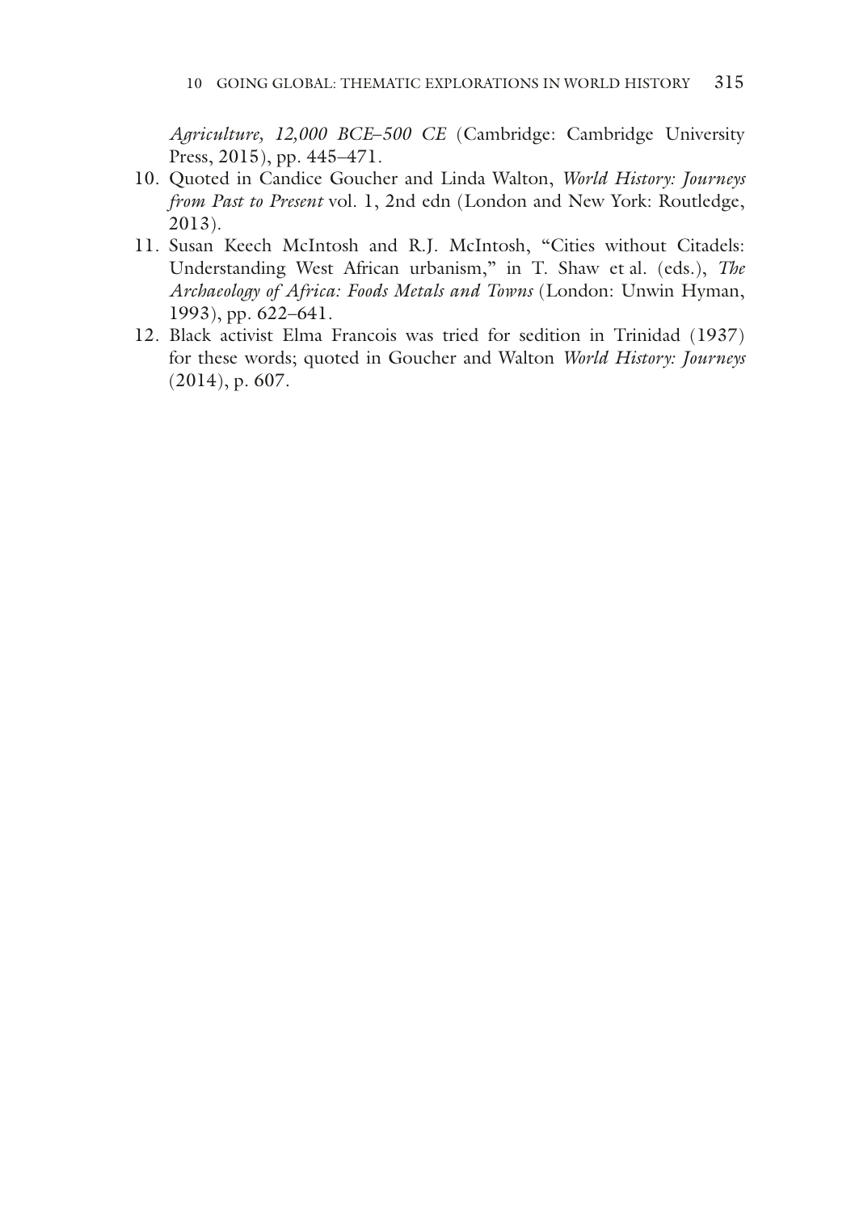*Agriculture, 12,000 BCE–500 CE* (Cambridge: Cambridge University Press, 2015), pp. 445–471.

10. Quoted in Candice Goucher and Linda Walton, *World History: Journeys from Past to Present* vol. 1, 2nd edn (London and New York: Routledge, 2013).
11. Susan Keech McIntosh and R.J. McIntosh, "Cities without Citadels: Understanding West African urbanism," in T. Shaw et al. (eds.), *The Archaeology of Africa: Foods Metals and Towns* (London: Unwin Hyman, 1993), pp. 622–641.
12. Black activist Elma Francois was tried for sedition in Trinidad (1937) for these words; quoted in Goucher and Walton *World History: Journeys* (2014), p. 607.